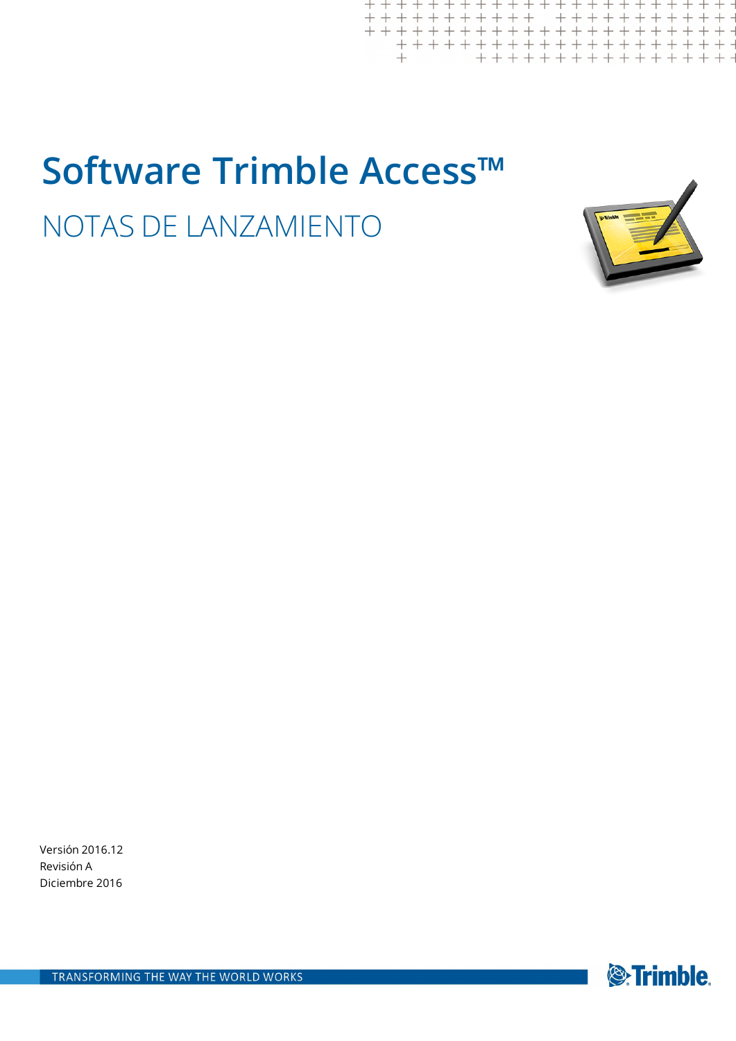# Software Trimble Access™

## NOTAS DE LANZAMIENTO

Versión 2016.12
Revisión A
Diciembre 2016

TRANSFORMING THE WAY THE WORLD WORKS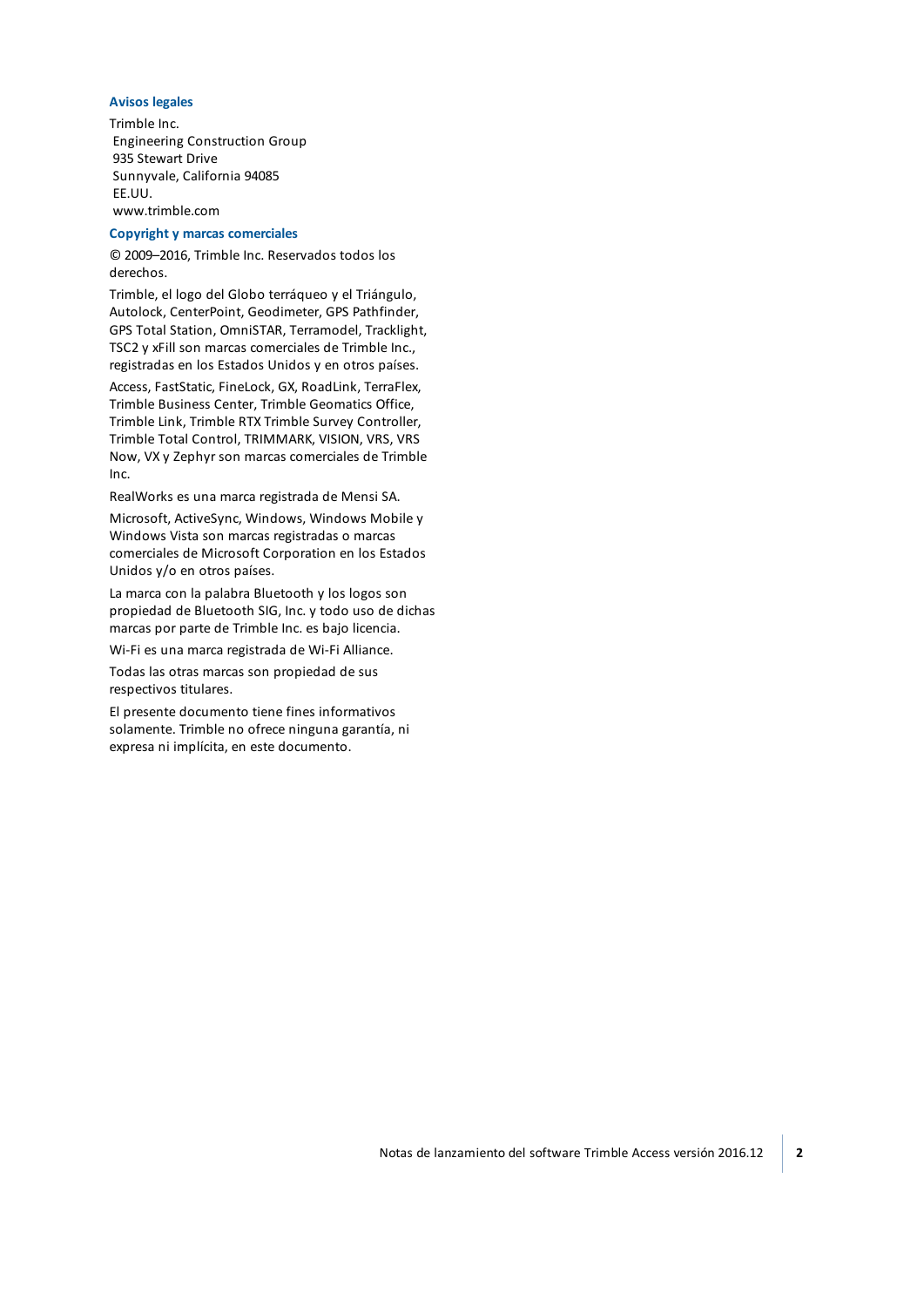### Avisos legales

Trimble Inc.
Engineering Construction Group
935 Stewart Drive
Sunnyvale, California 94085
EE.UU.
www.trimble.com

### Copyright y marcas comerciales

© 2009–2016, Trimble Inc. Reservados todos los derechos.

Trimble, el logo del Globo terráqueo y el Triángulo, Autolock, CenterPoint, Geodimeter, GPS Pathfinder, GPS Total Station, OmniSTAR, Terramodel, Tracklight, TSC2 y xFill son marcas comerciales de Trimble Inc., registradas en los Estados Unidos y en otros países.

Access, FastStatic, FineLock, GX, RoadLink, TerraFlex, Trimble Business Center, Trimble Geomatics Office, Trimble Link, Trimble RTX Trimble Survey Controller, Trimble Total Control, TRIMMARK, VISION, VRS, VRS Now, VX y Zephyr son marcas comerciales de Trimble Inc.

RealWorks es una marca registrada de Mensi SA.

Microsoft, ActiveSync, Windows, Windows Mobile y Windows Vista son marcas registradas o marcas comerciales de Microsoft Corporation en los Estados Unidos y/o en otros países.

La marca con la palabra Bluetooth y los logos son propiedad de Bluetooth SIG, Inc. y todo uso de dichas marcas por parte de Trimble Inc. es bajo licencia.

Wi-Fi es una marca registrada de Wi-Fi Alliance.

Todas las otras marcas son propiedad de sus respectivos titulares.

El presente documento tiene fines informativos solamente. Trimble no ofrece ninguna garantía, ni expresa ni implícita, en este documento.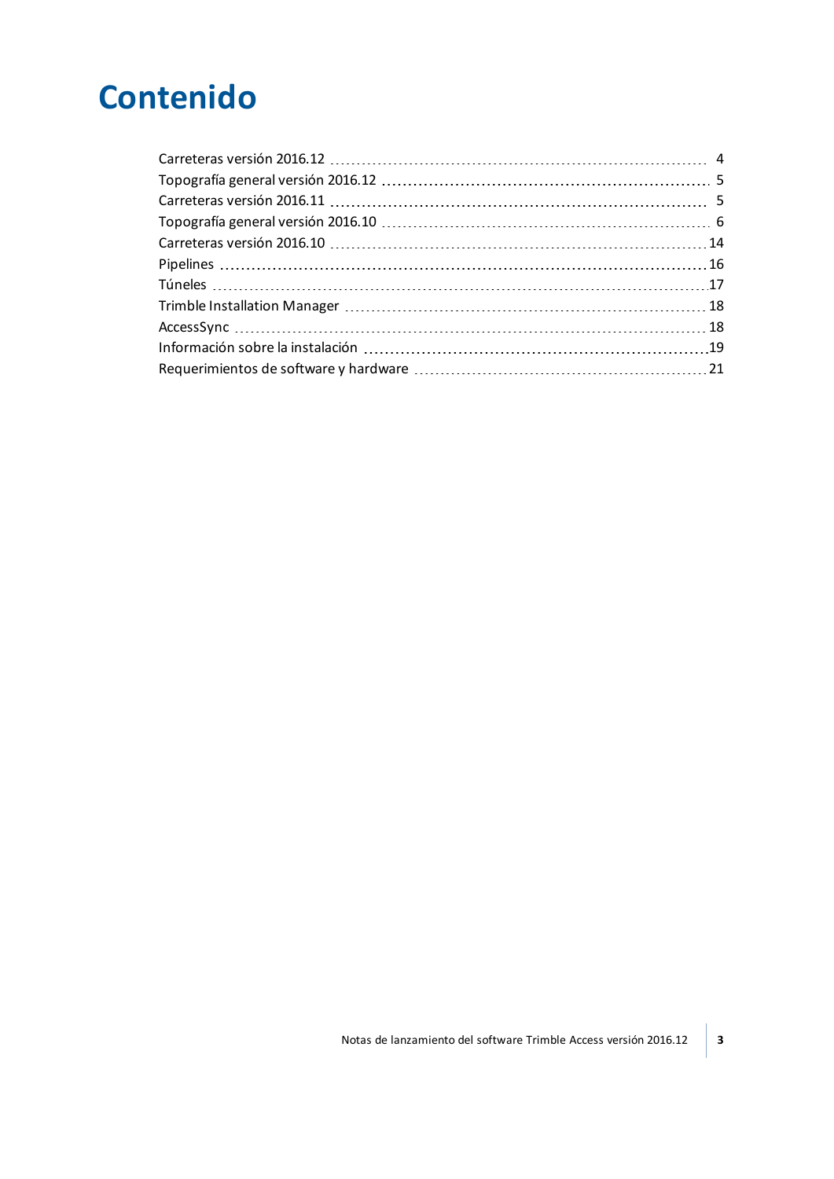# Contenido

| | |
|---|---|
| Carreteras versión 2016.12 | 4 |
| Topografía general versión 2016.12 | 5 |
| Carreteras versión 2016.11 | 5 |
| Topografía general versión 2016.10 | 6 |
| Carreteras versión 2016.10 | 14 |
| Pipelines | 16 |
| Túneles | 17 |
| Trimble Installation Manager | 18 |
| AccessSync | 18 |
| Información sobre la instalación | 19 |
| Requerimientos de software y hardware | 21 |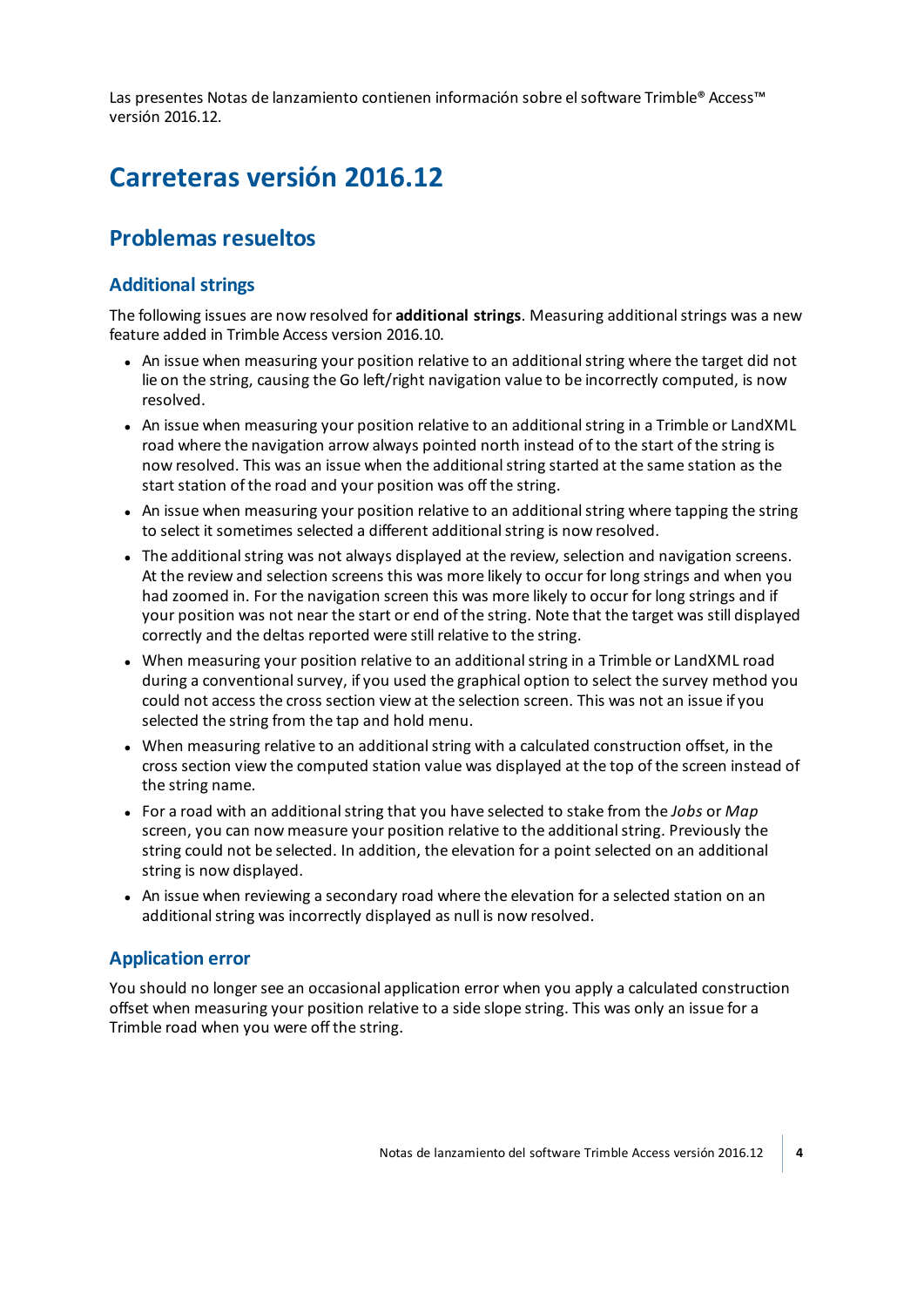Las presentes Notas de lanzamiento contienen información sobre el software Trimble® Access™ versión 2016.12.

# Carreteras versión 2016.12

## Problemas resueltos

### Additional strings

The following issues are now resolved for **additional strings**. Measuring additional strings was a new feature added in Trimble Access version 2016.10.

- An issue when measuring your position relative to an additional string where the target did not lie on the string, causing the Go left/right navigation value to be incorrectly computed, is now resolved.
- An issue when measuring your position relative to an additional string in a Trimble or LandXML road where the navigation arrow always pointed north instead of to the start of the string is now resolved. This was an issue when the additional string started at the same station as the start station of the road and your position was off the string.
- An issue when measuring your position relative to an additional string where tapping the string to select it sometimes selected a different additional string is now resolved.
- The additional string was not always displayed at the review, selection and navigation screens. At the review and selection screens this was more likely to occur for long strings and when you had zoomed in. For the navigation screen this was more likely to occur for long strings and if your position was not near the start or end of the string. Note that the target was still displayed correctly and the deltas reported were still relative to the string.
- When measuring your position relative to an additional string in a Trimble or LandXML road during a conventional survey, if you used the graphical option to select the survey method you could not access the cross section view at the selection screen. This was not an issue if you selected the string from the tap and hold menu.
- When measuring relative to an additional string with a calculated construction offset, in the cross section view the computed station value was displayed at the top of the screen instead of the string name.
- For a road with an additional string that you have selected to stake from the *Jobs* or *Map* screen, you can now measure your position relative to the additional string. Previously the string could not be selected. In addition, the elevation for a point selected on an additional string is now displayed.
- An issue when reviewing a secondary road where the elevation for a selected station on an additional string was incorrectly displayed as null is now resolved.

### Application error

You should no longer see an occasional application error when you apply a calculated construction offset when measuring your position relative to a side slope string. This was only an issue for a Trimble road when you were off the string.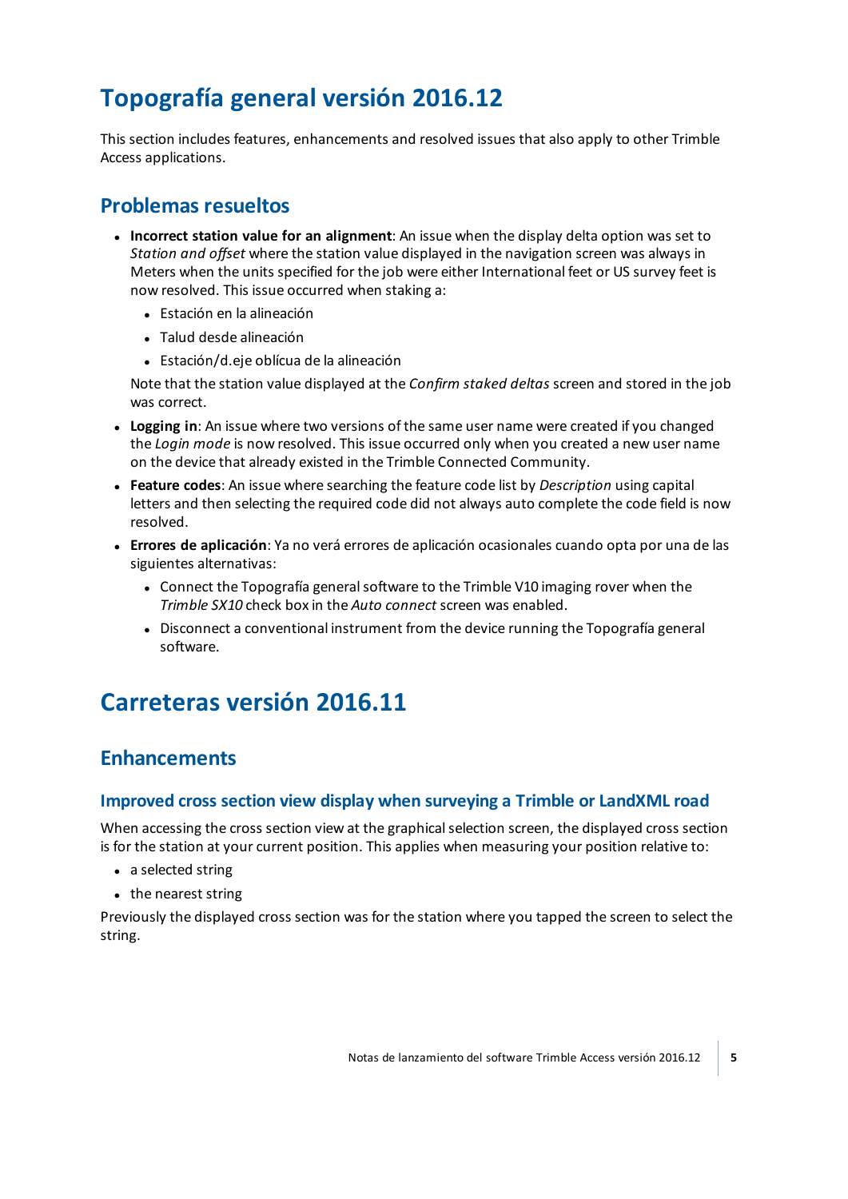# Topografía general versión 2016.12

This section includes features, enhancements and resolved issues that also apply to other Trimble Access applications.

## Problemas resueltos

- **Incorrect station value for an alignment**: An issue when the display delta option was set to *Station and offset* where the station value displayed in the navigation screen was always in Meters when the units specified for the job were either International feet or US survey feet is now resolved. This issue occurred when staking a:
  - Estación en la alineación
  - Talud desde alineación
  - Estación/d.eje oblícua de la alineación

  Note that the station value displayed at the *Confirm staked deltas* screen and stored in the job was correct.
- **Logging in**: An issue where two versions of the same user name were created if you changed the *Login mode* is now resolved. This issue occurred only when you created a new user name on the device that already existed in the Trimble Connected Community.
- **Feature codes**: An issue where searching the feature code list by *Description* using capital letters and then selecting the required code did not always auto complete the code field is now resolved.
- **Errores de aplicación**: Ya no verá errores de aplicación ocasionales cuando opta por una de las siguientes alternativas:
  - Connect the Topografía general software to the Trimble V10 imaging rover when the *Trimble SX10* check box in the *Auto connect* screen was enabled.
  - Disconnect a conventional instrument from the device running the Topografía general software.

# Carreteras versión 2016.11

## Enhancements

### Improved cross section view display when surveying a Trimble or LandXML road

When accessing the cross section view at the graphical selection screen, the displayed cross section is for the station at your current position. This applies when measuring your position relative to:

- a selected string
- the nearest string

Previously the displayed cross section was for the station where you tapped the screen to select the string.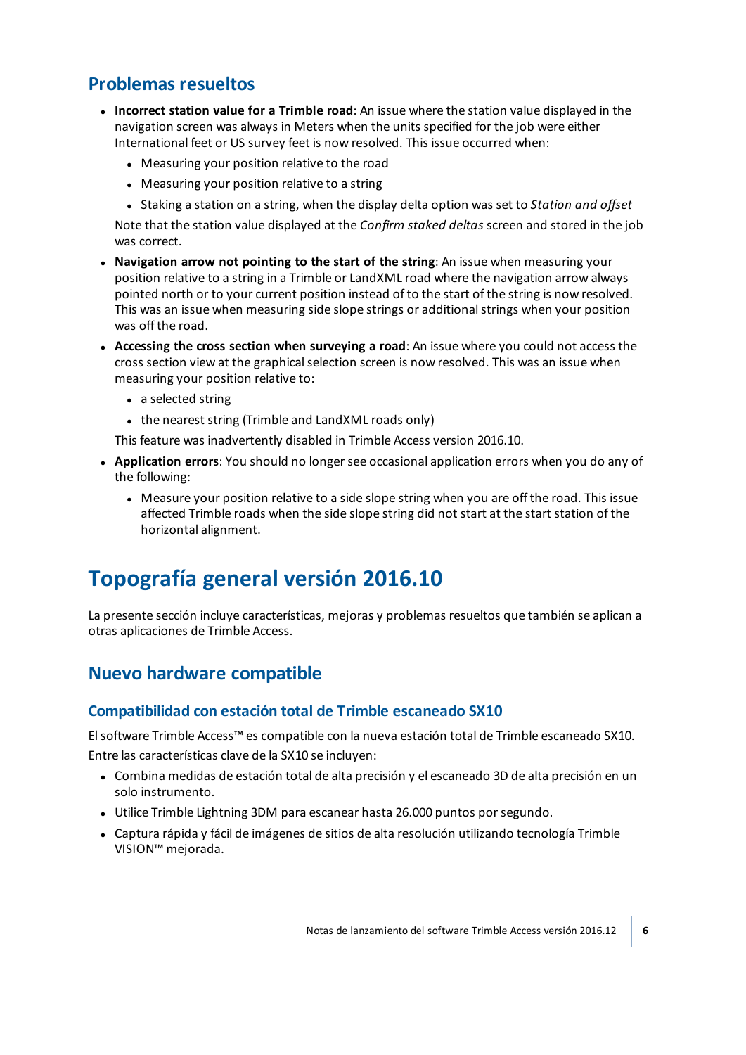## Problemas resueltos

- **Incorrect station value for a Trimble road**: An issue where the station value displayed in the navigation screen was always in Meters when the units specified for the job were either International feet or US survey feet is now resolved. This issue occurred when:
  - Measuring your position relative to the road
  - Measuring your position relative to a string
  - Staking a station on a string, when the display delta option was set to *Station and offset*

  Note that the station value displayed at the *Confirm staked deltas* screen and stored in the job was correct.
- **Navigation arrow not pointing to the start of the string**: An issue when measuring your position relative to a string in a Trimble or LandXML road where the navigation arrow always pointed north or to your current position instead of to the start of the string is now resolved. This was an issue when measuring side slope strings or additional strings when your position was off the road.
- **Accessing the cross section when surveying a road**: An issue where you could not access the cross section view at the graphical selection screen is now resolved. This was an issue when measuring your position relative to:
  - a selected string
  - the nearest string (Trimble and LandXML roads only)

  This feature was inadvertently disabled in Trimble Access version 2016.10.
- **Application errors**: You should no longer see occasional application errors when you do any of the following:
  - Measure your position relative to a side slope string when you are off the road. This issue affected Trimble roads when the side slope string did not start at the start station of the horizontal alignment.

# Topografía general versión 2016.10

La presente sección incluye características, mejoras y problemas resueltos que también se aplican a otras aplicaciones de Trimble Access.

## Nuevo hardware compatible

### Compatibilidad con estación total de Trimble escaneado SX10

El software Trimble Access™ es compatible con la nueva estación total de Trimble escaneado SX10.

Entre las características clave de la SX10 se incluyen:

- Combina medidas de estación total de alta precisión y el escaneado 3D de alta precisión en un solo instrumento.
- Utilice Trimble Lightning 3DM para escanear hasta 26.000 puntos por segundo.
- Captura rápida y fácil de imágenes de sitios de alta resolución utilizando tecnología Trimble VISION™ mejorada.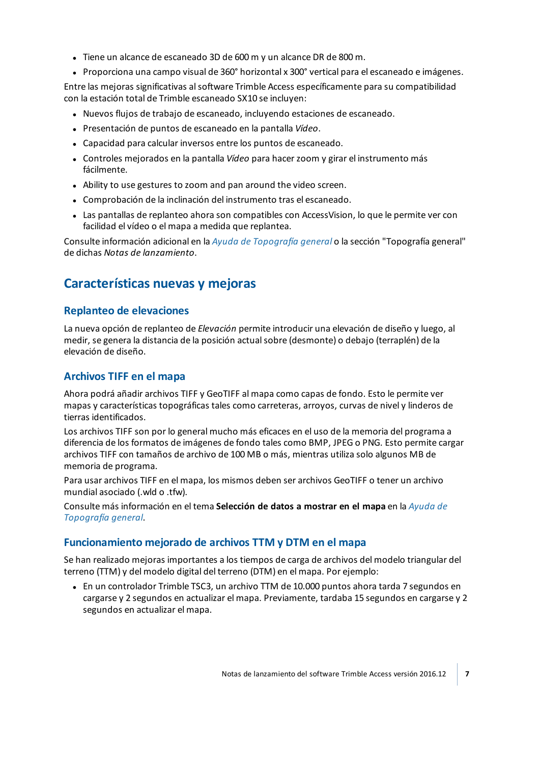- Tiene un alcance de escaneado 3D de 600 m y un alcance DR de 800 m.
- Proporciona una campo visual de 360° horizontal x 300° vertical para el escaneado e imágenes.

Entre las mejoras significativas al software Trimble Access específicamente para su compatibilidad con la estación total de Trimble escaneado SX10 se incluyen:

- Nuevos flujos de trabajo de escaneado, incluyendo estaciones de escaneado.
- Presentación de puntos de escaneado en la pantalla *Vídeo*.
- Capacidad para calcular inversos entre los puntos de escaneado.
- Controles mejorados en la pantalla *Vídeo* para hacer zoom y girar el instrumento más fácilmente.
- Ability to use gestures to zoom and pan around the video screen.
- Comprobación de la inclinación del instrumento tras el escaneado.
- Las pantallas de replanteo ahora son compatibles con AccessVision, lo que le permite ver con facilidad el vídeo o el mapa a medida que replantea.

Consulte información adicional en la *Ayuda de Topografía general* o la sección "Topografía general" de dichas *Notas de lanzamiento*.

## Características nuevas y mejoras

### Replanteo de elevaciones

La nueva opción de replanteo de *Elevación* permite introducir una elevación de diseño y luego, al medir, se genera la distancia de la posición actual sobre (desmonte) o debajo (terraplén) de la elevación de diseño.

### Archivos TIFF en el mapa

Ahora podrá añadir archivos TIFF y GeoTIFF al mapa como capas de fondo. Esto le permite ver mapas y características topográficas tales como carreteras, arroyos, curvas de nivel y linderos de tierras identificados.

Los archivos TIFF son por lo general mucho más eficaces en el uso de la memoria del programa a diferencia de los formatos de imágenes de fondo tales como BMP, JPEG o PNG. Esto permite cargar archivos TIFF con tamaños de archivo de 100 MB o más, mientras utiliza solo algunos MB de memoria de programa.

Para usar archivos TIFF en el mapa, los mismos deben ser archivos GeoTIFF o tener un archivo mundial asociado (.wld o .tfw).

Consulte más información en el tema **Selección de datos a mostrar en el mapa** en la *Ayuda de Topografía general*.

### Funcionamiento mejorado de archivos TTM y DTM en el mapa

Se han realizado mejoras importantes a los tiempos de carga de archivos del modelo triangular del terreno (TTM) y del modelo digital del terreno (DTM) en el mapa. Por ejemplo:

- En un controlador Trimble TSC3, un archivo TTM de 10.000 puntos ahora tarda 7 segundos en cargarse y 2 segundos en actualizar el mapa. Previamente, tardaba 15 segundos en cargarse y 2 segundos en actualizar el mapa.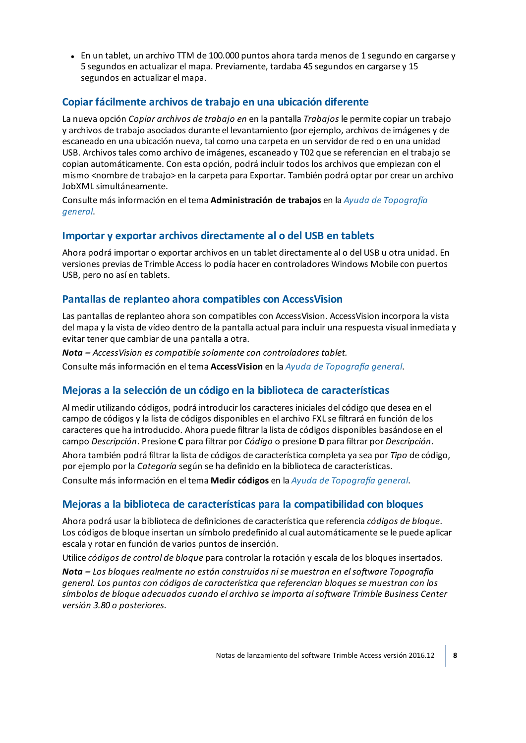- En un tablet, un archivo TTM de 100.000 puntos ahora tarda menos de 1 segundo en cargarse y 5 segundos en actualizar el mapa. Previamente, tardaba 45 segundos en cargarse y 15 segundos en actualizar el mapa.

### Copiar fácilmente archivos de trabajo en una ubicación diferente

La nueva opción *Copiar archivos de trabajo en* en la pantalla *Trabajos* le permite copiar un trabajo y archivos de trabajo asociados durante el levantamiento (por ejemplo, archivos de imágenes y de escaneado en una ubicación nueva, tal como una carpeta en un servidor de red o en una unidad USB. Archivos tales como archivo de imágenes, escaneado y T02 que se referencian en el trabajo se copian automáticamente. Con esta opción, podrá incluir todos los archivos que empiezan con el mismo <nombre de trabajo> en la carpeta para Exportar. También podrá optar por crear un archivo JobXML simultáneamente.

Consulte más información en el tema **Administración de trabajos** en la *Ayuda de Topografía general*.

### Importar y exportar archivos directamente al o del USB en tablets

Ahora podrá importar o exportar archivos en un tablet directamente al o del USB u otra unidad. En versiones previas de Trimble Access lo podía hacer en controladores Windows Mobile con puertos USB, pero no así en tablets.

### Pantallas de replanteo ahora compatibles con AccessVision

Las pantallas de replanteo ahora son compatibles con AccessVision. AccessVision incorpora la vista del mapa y la vista de vídeo dentro de la pantalla actual para incluir una respuesta visual inmediata y evitar tener que cambiar de una pantalla a otra.

***Nota –** AccessVision es compatible solamente con controladores tablet.*

Consulte más información en el tema **AccessVision** en la *Ayuda de Topografía general*.

### Mejoras a la selección de un código en la biblioteca de características

Al medir utilizando códigos, podrá introducir los caracteres iniciales del código que desea en el campo de códigos y la lista de códigos disponibles en el archivo FXL se filtrará en función de los caracteres que ha introducido. Ahora puede filtrar la lista de códigos disponibles basándose en el campo *Descripción*. Presione **C** para filtrar por *Código* o presione **D** para filtrar por *Descripción*.

Ahora también podrá filtrar la lista de códigos de característica completa ya sea por *Tipo* de código, por ejemplo por la *Categoría* según se ha definido en la biblioteca de características.

Consulte más información en el tema **Medir códigos** en la *Ayuda de Topografía general*.

### Mejoras a la biblioteca de características para la compatibilidad con bloques

Ahora podrá usar la biblioteca de definiciones de característica que referencia *códigos de bloque*. Los códigos de bloque insertan un símbolo predefinido al cual automáticamente se le puede aplicar escala y rotar en función de varios puntos de inserción.

Utilice *códigos de control de bloque* para controlar la rotación y escala de los bloques insertados.

***Nota –** Los bloques realmente no están construidos ni se muestran en el software Topografía general. Los puntos con códigos de característica que referencian bloques se muestran con los símbolos de bloque adecuados cuando el archivo se importa al software Trimble Business Center versión 3.80 o posteriores.*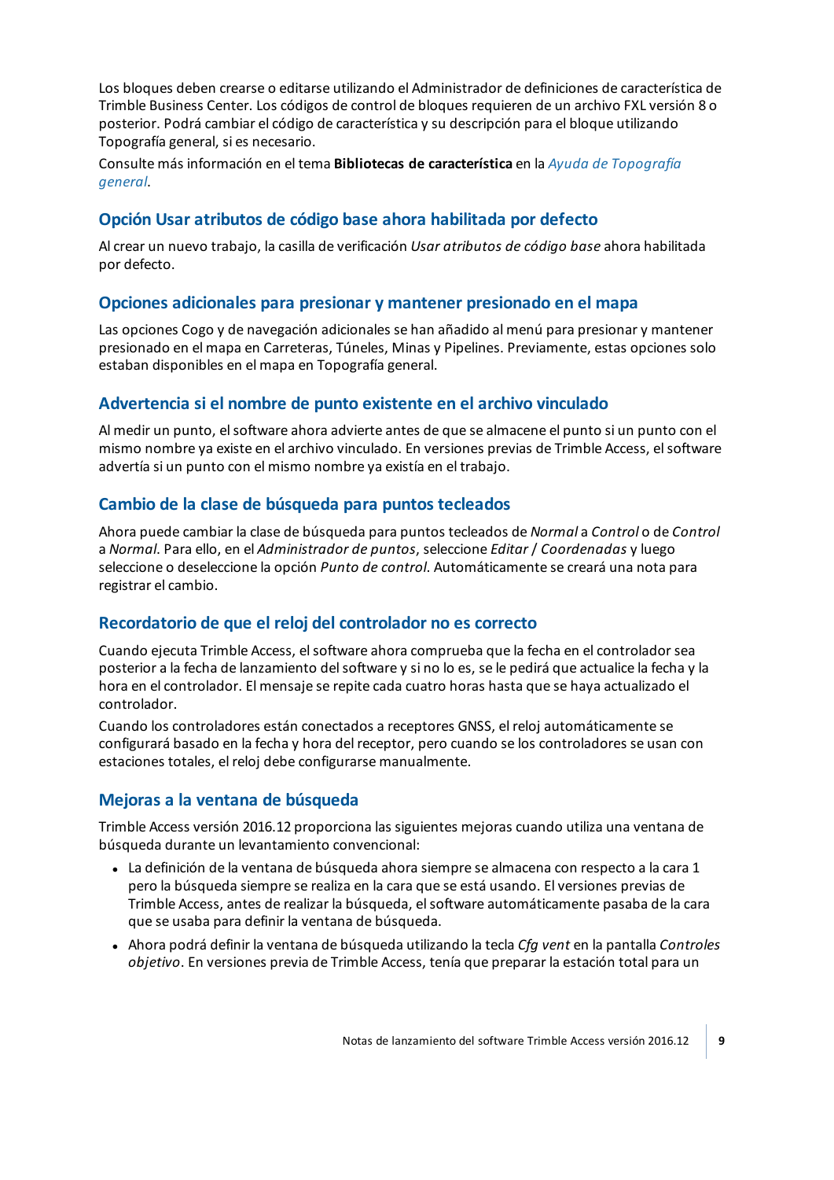Los bloques deben crearse o editarse utilizando el Administrador de definiciones de característica de Trimble Business Center. Los códigos de control de bloques requieren de un archivo FXL versión 8 o posterior. Podrá cambiar el código de característica y su descripción para el bloque utilizando Topografía general, si es necesario.

Consulte más información en el tema **Bibliotecas de característica** en la *Ayuda de Topografía general*.

### Opción Usar atributos de código base ahora habilitada por defecto

Al crear un nuevo trabajo, la casilla de verificación *Usar atributos de código base* ahora habilitada por defecto.

### Opciones adicionales para presionar y mantener presionado en el mapa

Las opciones Cogo y de navegación adicionales se han añadido al menú para presionar y mantener presionado en el mapa en Carreteras, Túneles, Minas y Pipelines. Previamente, estas opciones solo estaban disponibles en el mapa en Topografía general.

### Advertencia si el nombre de punto existente en el archivo vinculado

Al medir un punto, el software ahora advierte antes de que se almacene el punto si un punto con el mismo nombre ya existe en el archivo vinculado. En versiones previas de Trimble Access, el software advertía si un punto con el mismo nombre ya existía en el trabajo.

### Cambio de la clase de búsqueda para puntos tecleados

Ahora puede cambiar la clase de búsqueda para puntos tecleados de *Normal* a *Control* o de *Control* a *Normal*. Para ello, en el *Administrador de puntos*, seleccione *Editar* / *Coordenadas* y luego seleccione o deseleccione la opción *Punto de control*. Automáticamente se creará una nota para registrar el cambio.

### Recordatorio de que el reloj del controlador no es correcto

Cuando ejecuta Trimble Access, el software ahora comprueba que la fecha en el controlador sea posterior a la fecha de lanzamiento del software y si no lo es, se le pedirá que actualice la fecha y la hora en el controlador. El mensaje se repite cada cuatro horas hasta que se haya actualizado el controlador.

Cuando los controladores están conectados a receptores GNSS, el reloj automáticamente se configurará basado en la fecha y hora del receptor, pero cuando se los controladores se usan con estaciones totales, el reloj debe configurarse manualmente.

### Mejoras a la ventana de búsqueda

Trimble Access versión 2016.12 proporciona las siguientes mejoras cuando utiliza una ventana de búsqueda durante un levantamiento convencional:

- La definición de la ventana de búsqueda ahora siempre se almacena con respecto a la cara 1 pero la búsqueda siempre se realiza en la cara que se está usando. El versiones previas de Trimble Access, antes de realizar la búsqueda, el software automáticamente pasaba de la cara que se usaba para definir la ventana de búsqueda.
- Ahora podrá definir la ventana de búsqueda utilizando la tecla *Cfg vent* en la pantalla *Controles objetivo*. En versiones previa de Trimble Access, tenía que preparar la estación total para un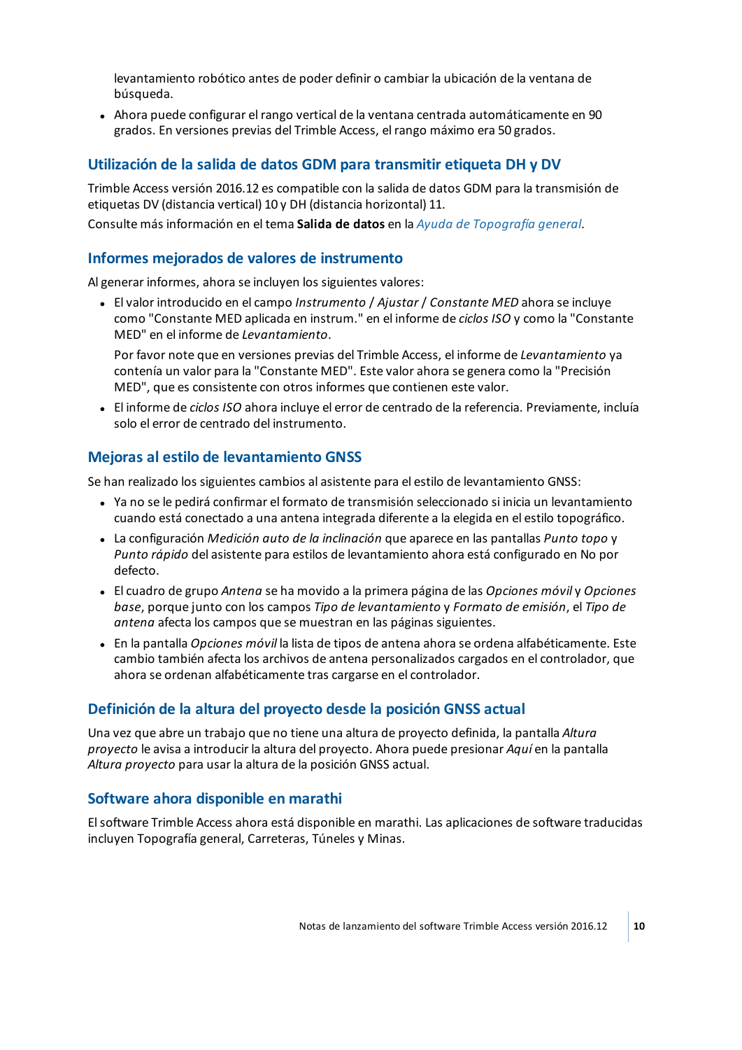levantamiento robótico antes de poder definir o cambiar la ubicación de la ventana de búsqueda.

- Ahora puede configurar el rango vertical de la ventana centrada automáticamente en 90 grados. En versiones previas del Trimble Access, el rango máximo era 50 grados.

### Utilización de la salida de datos GDM para transmitir etiqueta DH y DV

Trimble Access versión 2016.12 es compatible con la salida de datos GDM para la transmisión de etiquetas DV (distancia vertical) 10 y DH (distancia horizontal) 11.

Consulte más información en el tema **Salida de datos** en la *Ayuda de Topografía general*.

### Informes mejorados de valores de instrumento

Al generar informes, ahora se incluyen los siguientes valores:

- El valor introducido en el campo *Instrumento* / *Ajustar* / *Constante MED* ahora se incluye como "Constante MED aplicada en instrum." en el informe de *ciclos ISO* y como la "Constante MED" en el informe de *Levantamiento*.

  Por favor note que en versiones previas del Trimble Access, el informe de *Levantamiento* ya contenía un valor para la "Constante MED". Este valor ahora se genera como la "Precisión MED", que es consistente con otros informes que contienen este valor.

- El informe de *ciclos ISO* ahora incluye el error de centrado de la referencia. Previamente, incluía solo el error de centrado del instrumento.

### Mejoras al estilo de levantamiento GNSS

Se han realizado los siguientes cambios al asistente para el estilo de levantamiento GNSS:

- Ya no se le pedirá confirmar el formato de transmisión seleccionado si inicia un levantamiento cuando está conectado a una antena integrada diferente a la elegida en el estilo topográfico.
- La configuración *Medición auto de la inclinación* que aparece en las pantallas *Punto topo* y *Punto rápido* del asistente para estilos de levantamiento ahora está configurado en No por defecto.
- El cuadro de grupo *Antena* se ha movido a la primera página de las *Opciones móvil* y *Opciones base*, porque junto con los campos *Tipo de levantamiento* y *Formato de emisión*, el *Tipo de antena* afecta los campos que se muestran en las páginas siguientes.
- En la pantalla *Opciones móvil* la lista de tipos de antena ahora se ordena alfabéticamente. Este cambio también afecta los archivos de antena personalizados cargados en el controlador, que ahora se ordenan alfabéticamente tras cargarse en el controlador.

### Definición de la altura del proyecto desde la posición GNSS actual

Una vez que abre un trabajo que no tiene una altura de proyecto definida, la pantalla *Altura proyecto* le avisa a introducir la altura del proyecto. Ahora puede presionar *Aquí* en la pantalla *Altura proyecto* para usar la altura de la posición GNSS actual.

### Software ahora disponible en marathi

El software Trimble Access ahora está disponible en marathi. Las aplicaciones de software traducidas incluyen Topografía general, Carreteras, Túneles y Minas.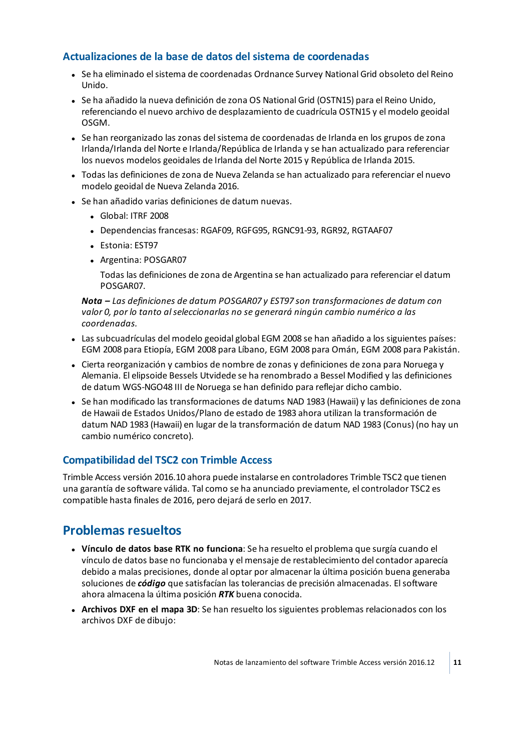### Actualizaciones de la base de datos del sistema de coordenadas

- Se ha eliminado el sistema de coordenadas Ordnance Survey National Grid obsoleto del Reino Unido.
- Se ha añadido la nueva definición de zona OS National Grid (OSTN15) para el Reino Unido, referenciando el nuevo archivo de desplazamiento de cuadrícula OSTN15 y el modelo geoidal OSGM.
- Se han reorganizado las zonas del sistema de coordenadas de Irlanda en los grupos de zona Irlanda/Irlanda del Norte e Irlanda/República de Irlanda y se han actualizado para referenciar los nuevos modelos geoidales de Irlanda del Norte 2015 y República de Irlanda 2015.
- Todas las definiciones de zona de Nueva Zelanda se han actualizado para referenciar el nuevo modelo geoidal de Nueva Zelanda 2016.
- Se han añadido varias definiciones de datum nuevas.
  - Global: ITRF 2008
  - Dependencias francesas: RGAF09, RGFG95, RGNC91-93, RGR92, RGTAAF07
  - Estonia: EST97
  - Argentina: POSGAR07

    Todas las definiciones de zona de Argentina se han actualizado para referenciar el datum POSGAR07.

  ***Nota –*** *Las definiciones de datum POSGAR07 y EST97 son transformaciones de datum con valor 0, por lo tanto al seleccionarlas no se generará ningún cambio numérico a las coordenadas.*
- Las subcuadrículas del modelo geoidal global EGM 2008 se han añadido a los siguientes países: EGM 2008 para Etiopía, EGM 2008 para Líbano, EGM 2008 para Omán, EGM 2008 para Pakistán.
- Cierta reorganización y cambios de nombre de zonas y definiciones de zona para Noruega y Alemania. El elipsoide Bessels Utvidede se ha renombrado a Bessel Modified y las definiciones de datum WGS-NGO48 III de Noruega se han definido para reflejar dicho cambio.
- Se han modificado las transformaciones de datums NAD 1983 (Hawaii) y las definiciones de zona de Hawaii de Estados Unidos/Plano de estado de 1983 ahora utilizan la transformación de datum NAD 1983 (Hawaii) en lugar de la transformación de datum NAD 1983 (Conus) (no hay un cambio numérico concreto).

### Compatibilidad del TSC2 con Trimble Access

Trimble Access versión 2016.10 ahora puede instalarse en controladores Trimble TSC2 que tienen una garantía de software válida. Tal como se ha anunciado previamente, el controlador TSC2 es compatible hasta finales de 2016, pero dejará de serlo en 2017.

## Problemas resueltos

- **Vínculo de datos base RTK no funciona**: Se ha resuelto el problema que surgía cuando el vínculo de datos base no funcionaba y el mensaje de restablecimiento del contador aparecía debido a malas precisiones, donde al optar por almacenar la última posición buena generaba soluciones de ***código*** que satisfacían las tolerancias de precisión almacenadas. El software ahora almacena la última posición ***RTK*** buena conocida.
- **Archivos DXF en el mapa 3D**: Se han resuelto los siguientes problemas relacionados con los archivos DXF de dibujo: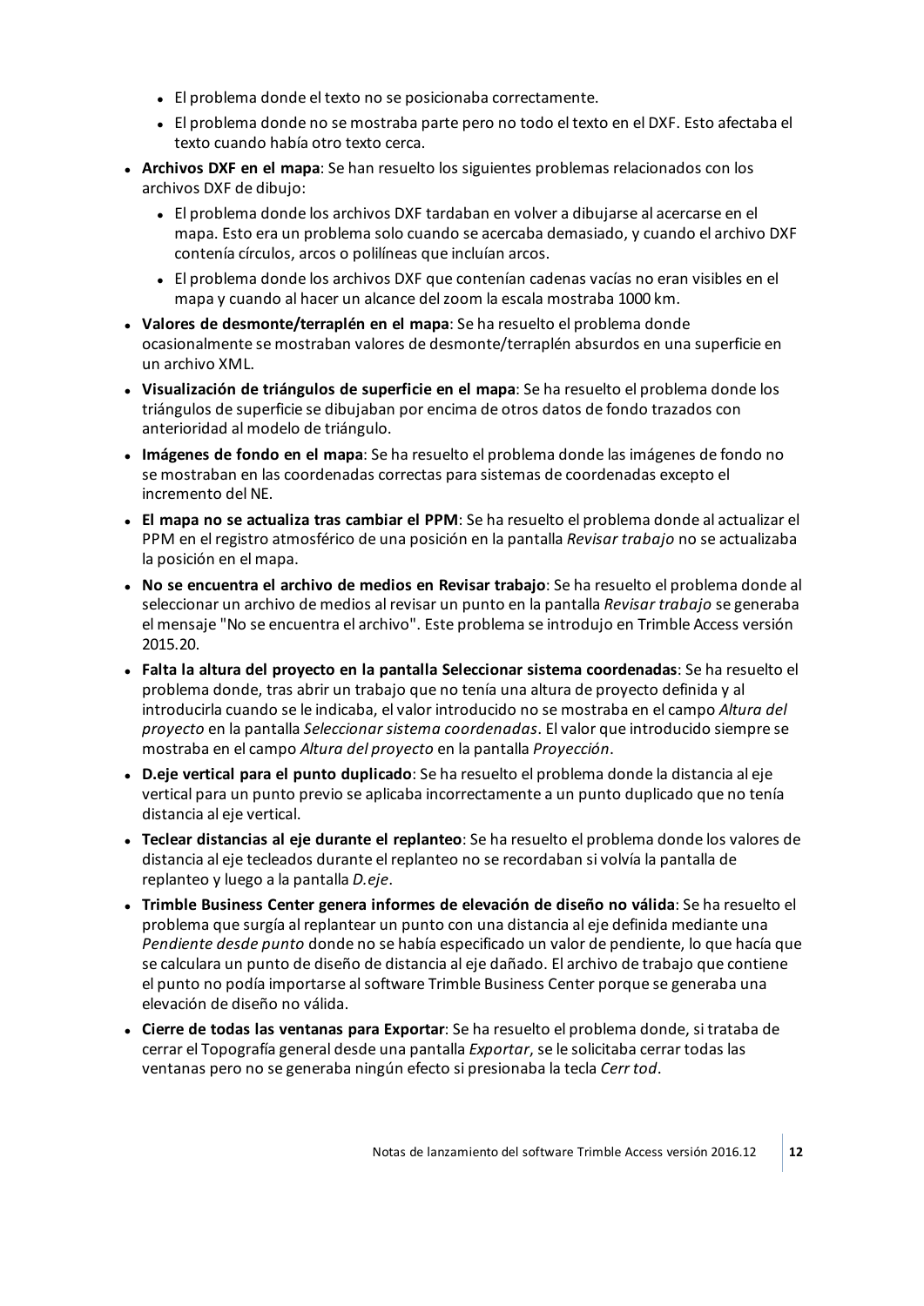- El problema donde el texto no se posicionaba correctamente.
  - El problema donde no se mostraba parte pero no todo el texto en el DXF. Esto afectaba el texto cuando había otro texto cerca.
- **Archivos DXF en el mapa**: Se han resuelto los siguientes problemas relacionados con los archivos DXF de dibujo:
  - El problema donde los archivos DXF tardaban en volver a dibujarse al acercarse en el mapa. Esto era un problema solo cuando se acercaba demasiado, y cuando el archivo DXF contenía círculos, arcos o polilíneas que incluían arcos.
  - El problema donde los archivos DXF que contenían cadenas vacías no eran visibles en el mapa y cuando al hacer un alcance del zoom la escala mostraba 1000 km.
- **Valores de desmonte/terraplén en el mapa**: Se ha resuelto el problema donde ocasionalmente se mostraban valores de desmonte/terraplén absurdos en una superficie en un archivo XML.
- **Visualización de triángulos de superficie en el mapa**: Se ha resuelto el problema donde los triángulos de superficie se dibujaban por encima de otros datos de fondo trazados con anterioridad al modelo de triángulo.
- **Imágenes de fondo en el mapa**: Se ha resuelto el problema donde las imágenes de fondo no se mostraban en las coordenadas correctas para sistemas de coordenadas excepto el incremento del NE.
- **El mapa no se actualiza tras cambiar el PPM**: Se ha resuelto el problema donde al actualizar el PPM en el registro atmosférico de una posición en la pantalla *Revisar trabajo* no se actualizaba la posición en el mapa.
- **No se encuentra el archivo de medios en Revisar trabajo**: Se ha resuelto el problema donde al seleccionar un archivo de medios al revisar un punto en la pantalla *Revisar trabajo* se generaba el mensaje "No se encuentra el archivo". Este problema se introdujo en Trimble Access versión 2015.20.
- **Falta la altura del proyecto en la pantalla Seleccionar sistema coordenadas**: Se ha resuelto el problema donde, tras abrir un trabajo que no tenía una altura de proyecto definida y al introducirla cuando se le indicaba, el valor introducido no se mostraba en el campo *Altura del proyecto* en la pantalla *Seleccionar sistema coordenadas*. El valor que introducido siempre se mostraba en el campo *Altura del proyecto* en la pantalla *Proyección*.
- **D.eje vertical para el punto duplicado**: Se ha resuelto el problema donde la distancia al eje vertical para un punto previo se aplicaba incorrectamente a un punto duplicado que no tenía distancia al eje vertical.
- **Teclear distancias al eje durante el replanteo**: Se ha resuelto el problema donde los valores de distancia al eje tecleados durante el replanteo no se recordaban si volvía la pantalla de replanteo y luego a la pantalla *D.eje*.
- **Trimble Business Center genera informes de elevación de diseño no válida**: Se ha resuelto el problema que surgía al replantear un punto con una distancia al eje definida mediante una *Pendiente desde punto* donde no se había especificado un valor de pendiente, lo que hacía que se calculara un punto de diseño de distancia al eje dañado. El archivo de trabajo que contiene el punto no podía importarse al software Trimble Business Center porque se generaba una elevación de diseño no válida.
- **Cierre de todas las ventanas para Exportar**: Se ha resuelto el problema donde, si trataba de cerrar el Topografía general desde una pantalla *Exportar*, se le solicitaba cerrar todas las ventanas pero no se generaba ningún efecto si presionaba la tecla *Cerr tod*.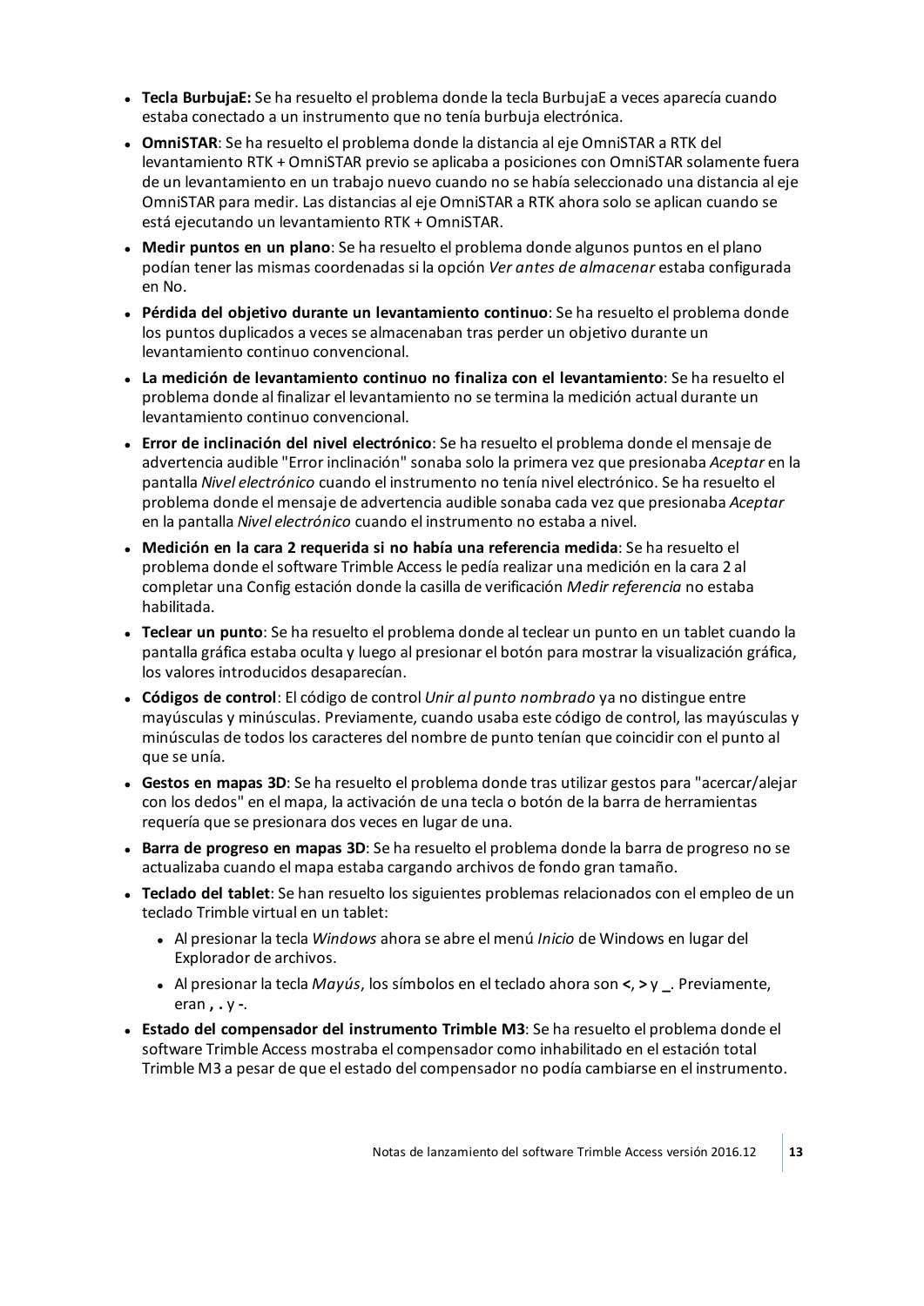- **Tecla BurbujaE:** Se ha resuelto el problema donde la tecla BurbujaE a veces aparecía cuando estaba conectado a un instrumento que no tenía burbuja electrónica.
- **OmniSTAR**: Se ha resuelto el problema donde la distancia al eje OmniSTAR a RTK del levantamiento RTK + OmniSTAR previo se aplicaba a posiciones con OmniSTAR solamente fuera de un levantamiento en un trabajo nuevo cuando no se había seleccionado una distancia al eje OmniSTAR para medir. Las distancias al eje OmniSTAR a RTK ahora solo se aplican cuando se está ejecutando un levantamiento RTK + OmniSTAR.
- **Medir puntos en un plano**: Se ha resuelto el problema donde algunos puntos en el plano podían tener las mismas coordenadas si la opción *Ver antes de almacenar* estaba configurada en No.
- **Pérdida del objetivo durante un levantamiento continuo**: Se ha resuelto el problema donde los puntos duplicados a veces se almacenaban tras perder un objetivo durante un levantamiento continuo convencional.
- **La medición de levantamiento continuo no finaliza con el levantamiento**: Se ha resuelto el problema donde al finalizar el levantamiento no se termina la medición actual durante un levantamiento continuo convencional.
- **Error de inclinación del nivel electrónico**: Se ha resuelto el problema donde el mensaje de advertencia audible "Error inclinación" sonaba solo la primera vez que presionaba *Aceptar* en la pantalla *Nivel electrónico* cuando el instrumento no tenía nivel electrónico. Se ha resuelto el problema donde el mensaje de advertencia audible sonaba cada vez que presionaba *Aceptar* en la pantalla *Nivel electrónico* cuando el instrumento no estaba a nivel.
- **Medición en la cara 2 requerida si no había una referencia medida**: Se ha resuelto el problema donde el software Trimble Access le pedía realizar una medición en la cara 2 al completar una Config estación donde la casilla de verificación *Medir referencia* no estaba habilitada.
- **Teclear un punto**: Se ha resuelto el problema donde al teclear un punto en un tablet cuando la pantalla gráfica estaba oculta y luego al presionar el botón para mostrar la visualización gráfica, los valores introducidos desaparecían.
- **Códigos de control**: El código de control *Unir al punto nombrado* ya no distingue entre mayúsculas y minúsculas. Previamente, cuando usaba este código de control, las mayúsculas y minúsculas de todos los caracteres del nombre de punto tenían que coincidir con el punto al que se unía.
- **Gestos en mapas 3D**: Se ha resuelto el problema donde tras utilizar gestos para "acercar/alejar con los dedos" en el mapa, la activación de una tecla o botón de la barra de herramientas requería que se presionara dos veces en lugar de una.
- **Barra de progreso en mapas 3D**: Se ha resuelto el problema donde la barra de progreso no se actualizaba cuando el mapa estaba cargando archivos de fondo gran tamaño.
- **Teclado del tablet**: Se han resuelto los siguientes problemas relacionados con el empleo de un teclado Trimble virtual en un tablet:
  - Al presionar la tecla *Windows* ahora se abre el menú *Inicio* de Windows en lugar del Explorador de archivos.
  - Al presionar la tecla *Mayús*, los símbolos en el teclado ahora son **<**, **>** y **_**. Previamente, eran **,** **.** y **-**.
- **Estado del compensador del instrumento Trimble M3**: Se ha resuelto el problema donde el software Trimble Access mostraba el compensador como inhabilitado en el estación total Trimble M3 a pesar de que el estado del compensador no podía cambiarse en el instrumento.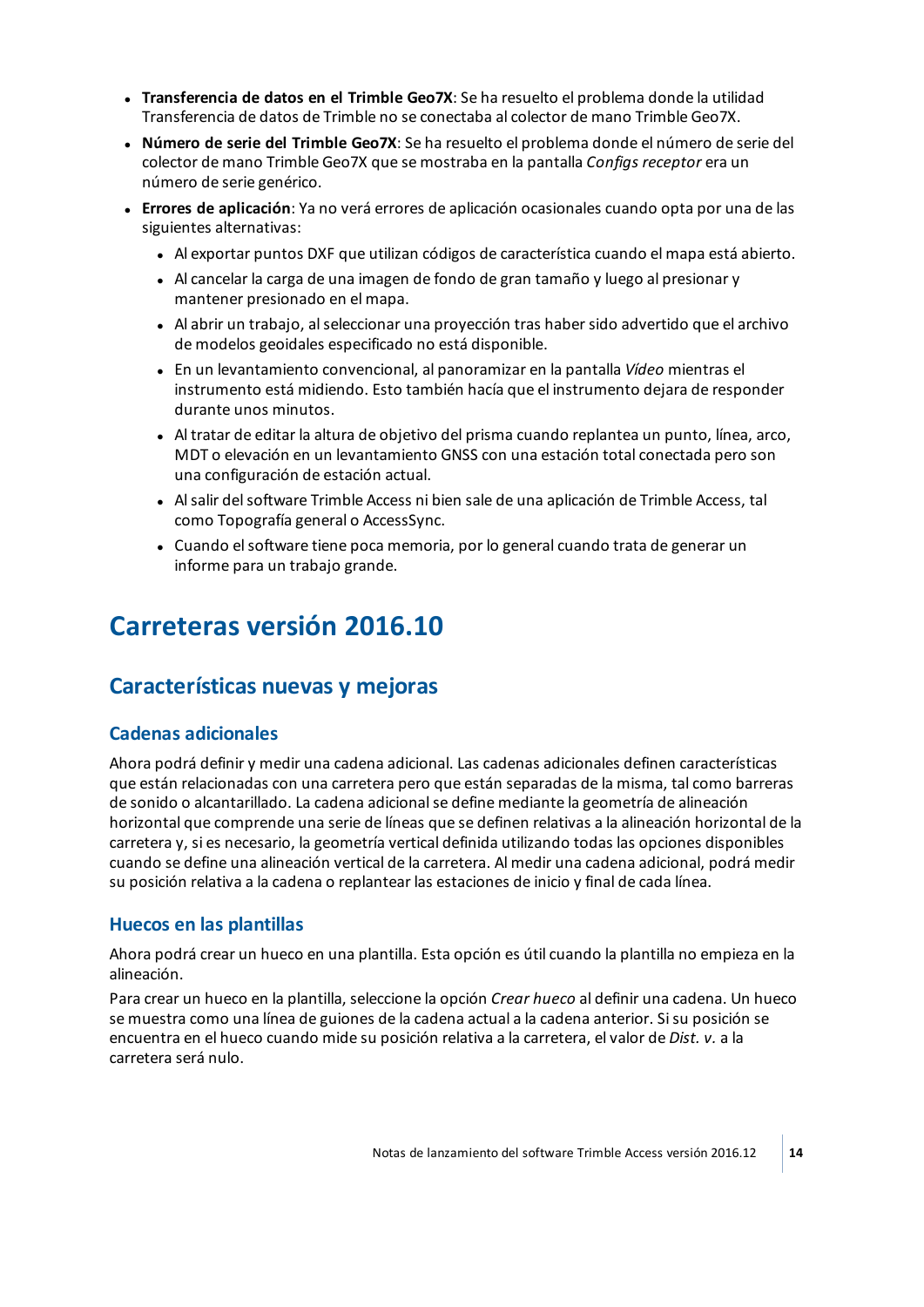- **Transferencia de datos en el Trimble Geo7X**: Se ha resuelto el problema donde la utilidad Transferencia de datos de Trimble no se conectaba al colector de mano Trimble Geo7X.
- **Número de serie del Trimble Geo7X**: Se ha resuelto el problema donde el número de serie del colector de mano Trimble Geo7X que se mostraba en la pantalla *Configs receptor* era un número de serie genérico.
- **Errores de aplicación**: Ya no verá errores de aplicación ocasionales cuando opta por una de las siguientes alternativas:
  - Al exportar puntos DXF que utilizan códigos de característica cuando el mapa está abierto.
  - Al cancelar la carga de una imagen de fondo de gran tamaño y luego al presionar y mantener presionado en el mapa.
  - Al abrir un trabajo, al seleccionar una proyección tras haber sido advertido que el archivo de modelos geoidales especificado no está disponible.
  - En un levantamiento convencional, al panoramizar en la pantalla *Vídeo* mientras el instrumento está midiendo. Esto también hacía que el instrumento dejara de responder durante unos minutos.
  - Al tratar de editar la altura de objetivo del prisma cuando replantea un punto, línea, arco, MDT o elevación en un levantamiento GNSS con una estación total conectada pero son una configuración de estación actual.
  - Al salir del software Trimble Access ni bien sale de una aplicación de Trimble Access, tal como Topografía general o AccessSync.
  - Cuando el software tiene poca memoria, por lo general cuando trata de generar un informe para un trabajo grande.

# Carreteras versión 2016.10

## Características nuevas y mejoras

### Cadenas adicionales

Ahora podrá definir y medir una cadena adicional. Las cadenas adicionales definen características que están relacionadas con una carretera pero que están separadas de la misma, tal como barreras de sonido o alcantarillado. La cadena adicional se define mediante la geometría de alineación horizontal que comprende una serie de líneas que se definen relativas a la alineación horizontal de la carretera y, si es necesario, la geometría vertical definida utilizando todas las opciones disponibles cuando se define una alineación vertical de la carretera. Al medir una cadena adicional, podrá medir su posición relativa a la cadena o replantear las estaciones de inicio y final de cada línea.

### Huecos en las plantillas

Ahora podrá crear un hueco en una plantilla. Esta opción es útil cuando la plantilla no empieza en la alineación.

Para crear un hueco en la plantilla, seleccione la opción *Crear hueco* al definir una cadena. Un hueco se muestra como una línea de guiones de la cadena actual a la cadena anterior. Si su posición se encuentra en el hueco cuando mide su posición relativa a la carretera, el valor de *Dist. v.* a la carretera será nulo.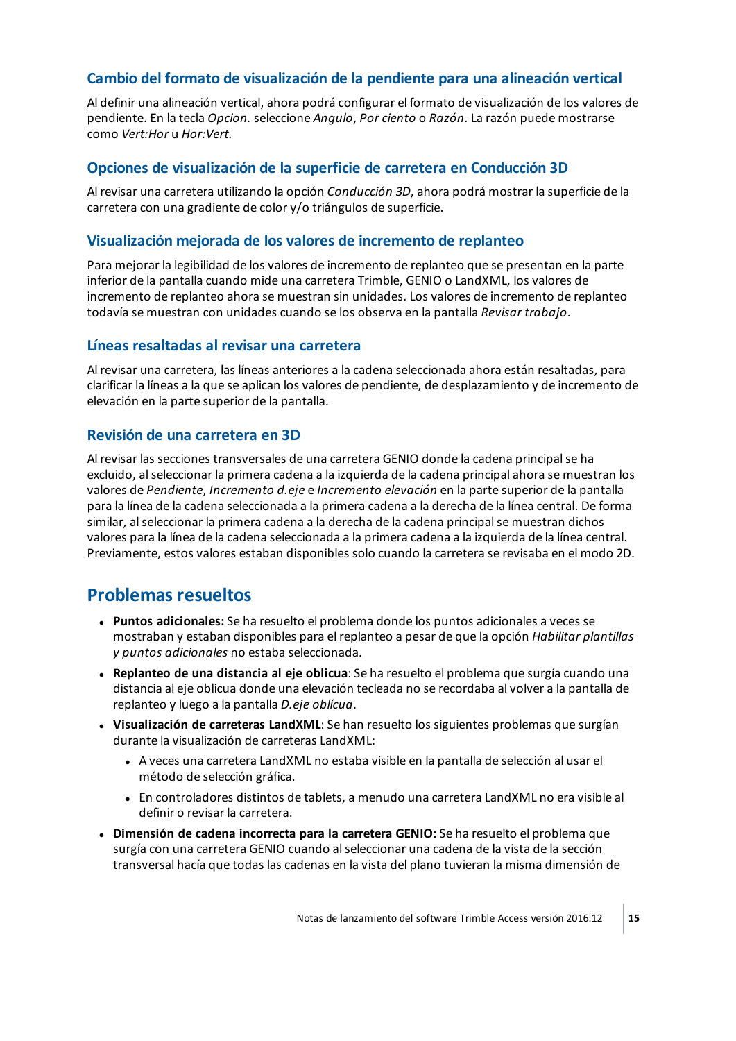### Cambio del formato de visualización de la pendiente para una alineación vertical

Al definir una alineación vertical, ahora podrá configurar el formato de visualización de los valores de pendiente. En la tecla *Opcion.* seleccione *Angulo*, *Por ciento* o *Razón*. La razón puede mostrarse como *Vert:Hor* u *Hor:Vert.*

### Opciones de visualización de la superficie de carretera en Conducción 3D

Al revisar una carretera utilizando la opción *Conducción 3D*, ahora podrá mostrar la superficie de la carretera con una gradiente de color y/o triángulos de superficie.

### Visualización mejorada de los valores de incremento de replanteo

Para mejorar la legibilidad de los valores de incremento de replanteo que se presentan en la parte inferior de la pantalla cuando mide una carretera Trimble, GENIO o LandXML, los valores de incremento de replanteo ahora se muestran sin unidades. Los valores de incremento de replanteo todavía se muestran con unidades cuando se los observa en la pantalla *Revisar trabajo*.

### Líneas resaltadas al revisar una carretera

Al revisar una carretera, las líneas anteriores a la cadena seleccionada ahora están resaltadas, para clarificar la líneas a la que se aplican los valores de pendiente, de desplazamiento y de incremento de elevación en la parte superior de la pantalla.

### Revisión de una carretera en 3D

Al revisar las secciones transversales de una carretera GENIO donde la cadena principal se ha excluido, al seleccionar la primera cadena a la izquierda de la cadena principal ahora se muestran los valores de *Pendiente*, *Incremento d.eje* e *Incremento elevación* en la parte superior de la pantalla para la línea de la cadena seleccionada a la primera cadena a la derecha de la línea central. De forma similar, al seleccionar la primera cadena a la derecha de la cadena principal se muestran dichos valores para la línea de la cadena seleccionada a la primera cadena a la izquierda de la línea central. Previamente, estos valores estaban disponibles solo cuando la carretera se revisaba en el modo 2D.

## Problemas resueltos

- **Puntos adicionales:** Se ha resuelto el problema donde los puntos adicionales a veces se mostraban y estaban disponibles para el replanteo a pesar de que la opción *Habilitar plantillas y puntos adicionales* no estaba seleccionada.
- **Replanteo de una distancia al eje oblicua**: Se ha resuelto el problema que surgía cuando una distancia al eje oblicua donde una elevación tecleada no se recordaba al volver a la pantalla de replanteo y luego a la pantalla *D.eje oblícua*.
- **Visualización de carreteras LandXML**: Se han resuelto los siguientes problemas que surgían durante la visualización de carreteras LandXML:
  - A veces una carretera LandXML no estaba visible en la pantalla de selección al usar el método de selección gráfica.
  - En controladores distintos de tablets, a menudo una carretera LandXML no era visible al definir o revisar la carretera.
- **Dimensión de cadena incorrecta para la carretera GENIO:** Se ha resuelto el problema que surgía con una carretera GENIO cuando al seleccionar una cadena de la vista de la sección transversal hacía que todas las cadenas en la vista del plano tuvieran la misma dimensión de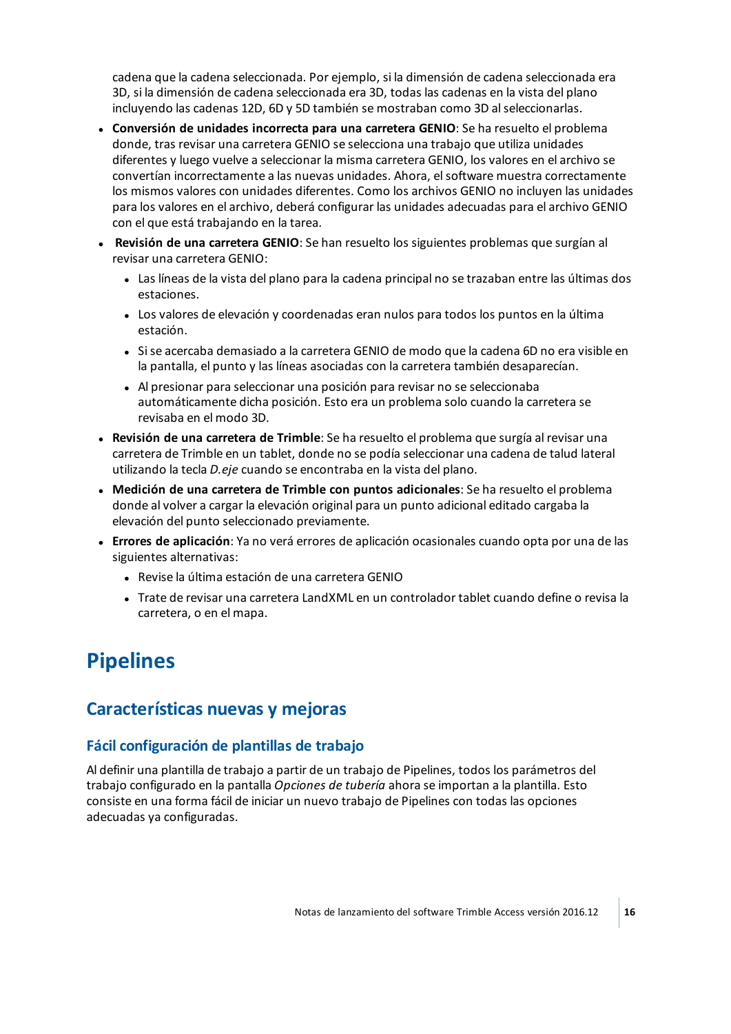cadena que la cadena seleccionada. Por ejemplo, si la dimensión de cadena seleccionada era 3D, si la dimensión de cadena seleccionada era 3D, todas las cadenas en la vista del plano incluyendo las cadenas 12D, 6D y 5D también se mostraban como 3D al seleccionarlas.

- **Conversión de unidades incorrecta para una carretera GENIO**: Se ha resuelto el problema donde, tras revisar una carretera GENIO se selecciona una trabajo que utiliza unidades diferentes y luego vuelve a seleccionar la misma carretera GENIO, los valores en el archivo se convertían incorrectamente a las nuevas unidades. Ahora, el software muestra correctamente los mismos valores con unidades diferentes. Como los archivos GENIO no incluyen las unidades para los valores en el archivo, deberá configurar las unidades adecuadas para el archivo GENIO con el que está trabajando en la tarea.
- **Revisión de una carretera GENIO**: Se han resuelto los siguientes problemas que surgían al revisar una carretera GENIO:
  - Las líneas de la vista del plano para la cadena principal no se trazaban entre las últimas dos estaciones.
  - Los valores de elevación y coordenadas eran nulos para todos los puntos en la última estación.
  - Si se acercaba demasiado a la carretera GENIO de modo que la cadena 6D no era visible en la pantalla, el punto y las líneas asociadas con la carretera también desaparecían.
  - Al presionar para seleccionar una posición para revisar no se seleccionaba automáticamente dicha posición. Esto era un problema solo cuando la carretera se revisaba en el modo 3D.
- **Revisión de una carretera de Trimble**: Se ha resuelto el problema que surgía al revisar una carretera de Trimble en un tablet, donde no se podía seleccionar una cadena de talud lateral utilizando la tecla *D.eje* cuando se encontraba en la vista del plano.
- **Medición de una carretera de Trimble con puntos adicionales**: Se ha resuelto el problema donde al volver a cargar la elevación original para un punto adicional editado cargaba la elevación del punto seleccionado previamente.
- **Errores de aplicación**: Ya no verá errores de aplicación ocasionales cuando opta por una de las siguientes alternativas:
  - Revise la última estación de una carretera GENIO
  - Trate de revisar una carretera LandXML en un controlador tablet cuando define o revisa la carretera, o en el mapa.

# Pipelines

## Características nuevas y mejoras

### Fácil configuración de plantillas de trabajo

Al definir una plantilla de trabajo a partir de un trabajo de Pipelines, todos los parámetros del trabajo configurado en la pantalla *Opciones de tubería* ahora se importan a la plantilla. Esto consiste en una forma fácil de iniciar un nuevo trabajo de Pipelines con todas las opciones adecuadas ya configuradas.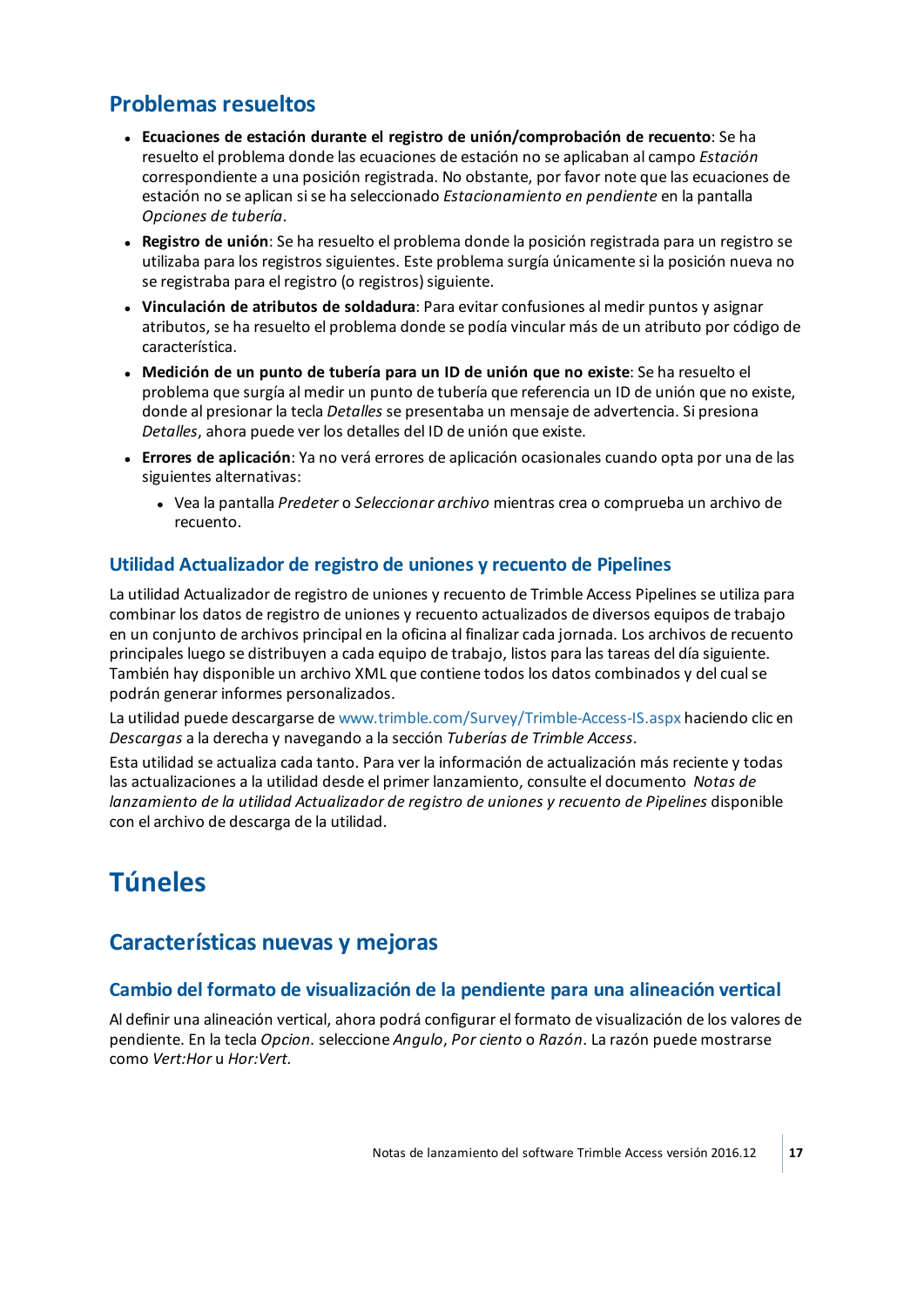## Problemas resueltos

- **Ecuaciones de estación durante el registro de unión/comprobación de recuento**: Se ha resuelto el problema donde las ecuaciones de estación no se aplicaban al campo *Estación* correspondiente a una posición registrada. No obstante, por favor note que las ecuaciones de estación no se aplican si se ha seleccionado *Estacionamiento en pendiente* en la pantalla *Opciones de tubería*.
- **Registro de unión**: Se ha resuelto el problema donde la posición registrada para un registro se utilizaba para los registros siguientes. Este problema surgía únicamente si la posición nueva no se registraba para el registro (o registros) siguiente.
- **Vinculación de atributos de soldadura**: Para evitar confusiones al medir puntos y asignar atributos, se ha resuelto el problema donde se podía vincular más de un atributo por código de característica.
- **Medición de un punto de tubería para un ID de unión que no existe**: Se ha resuelto el problema que surgía al medir un punto de tubería que referencia un ID de unión que no existe, donde al presionar la tecla *Detalles* se presentaba un mensaje de advertencia. Si presiona *Detalles*, ahora puede ver los detalles del ID de unión que existe.
- **Errores de aplicación**: Ya no verá errores de aplicación ocasionales cuando opta por una de las siguientes alternativas:
  - Vea la pantalla *Predeter* o *Seleccionar archivo* mientras crea o comprueba un archivo de recuento.

### Utilidad Actualizador de registro de uniones y recuento de Pipelines

La utilidad Actualizador de registro de uniones y recuento de Trimble Access Pipelines se utiliza para combinar los datos de registro de uniones y recuento actualizados de diversos equipos de trabajo en un conjunto de archivos principal en la oficina al finalizar cada jornada. Los archivos de recuento principales luego se distribuyen a cada equipo de trabajo, listos para las tareas del día siguiente. También hay disponible un archivo XML que contiene todos los datos combinados y del cual se podrán generar informes personalizados.

La utilidad puede descargarse de www.trimble.com/Survey/Trimble-Access-IS.aspx haciendo clic en *Descargas* a la derecha y navegando a la sección *Tuberías de Trimble Access*.

Esta utilidad se actualiza cada tanto. Para ver la información de actualización más reciente y todas las actualizaciones a la utilidad desde el primer lanzamiento, consulte el documento *Notas de lanzamiento de la utilidad Actualizador de registro de uniones y recuento de Pipelines* disponible con el archivo de descarga de la utilidad.

# Túneles

## Características nuevas y mejoras

### Cambio del formato de visualización de la pendiente para una alineación vertical

Al definir una alineación vertical, ahora podrá configurar el formato de visualización de los valores de pendiente. En la tecla *Opcion.* seleccione *Angulo*, *Por ciento* o *Razón*. La razón puede mostrarse como *Vert:Hor* u *Hor:Vert*.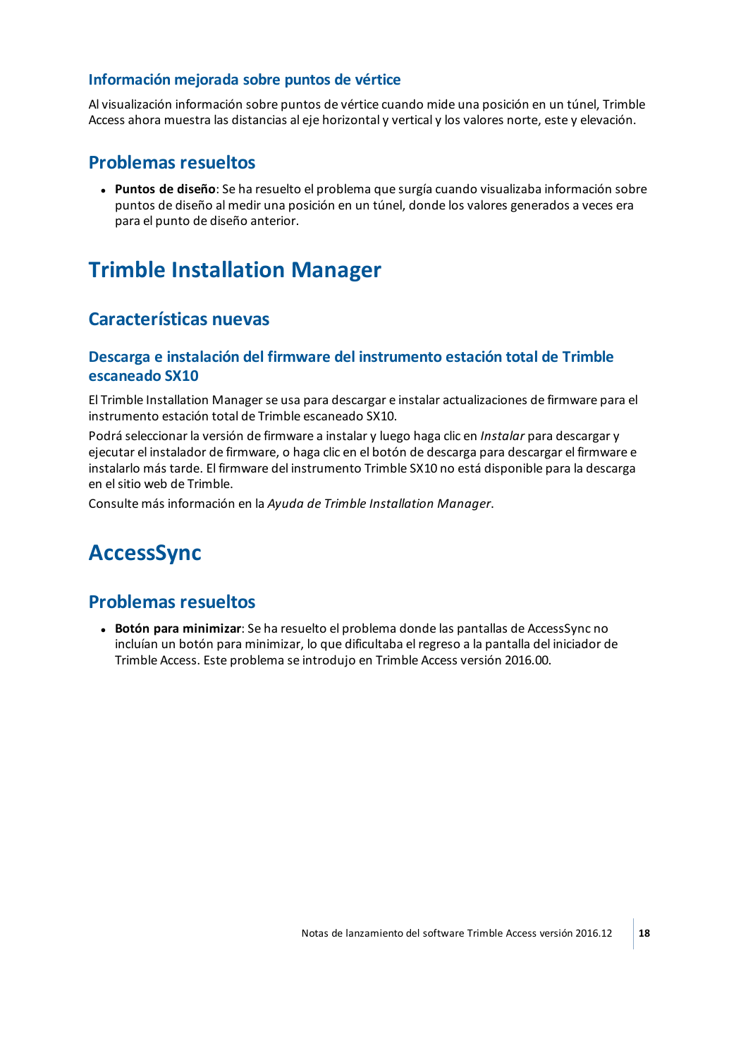### Información mejorada sobre puntos de vértice

Al visualización información sobre puntos de vértice cuando mide una posición en un túnel, Trimble Access ahora muestra las distancias al eje horizontal y vertical y los valores norte, este y elevación.

## Problemas resueltos

- **Puntos de diseño**: Se ha resuelto el problema que surgía cuando visualizaba información sobre puntos de diseño al medir una posición en un túnel, donde los valores generados a veces era para el punto de diseño anterior.

# Trimble Installation Manager

## Características nuevas

### Descarga e instalación del firmware del instrumento estación total de Trimble escaneado SX10

El Trimble Installation Manager se usa para descargar e instalar actualizaciones de firmware para el instrumento estación total de Trimble escaneado SX10.

Podrá seleccionar la versión de firmware a instalar y luego haga clic en *Instalar* para descargar y ejecutar el instalador de firmware, o haga clic en el botón de descarga para descargar el firmware e instalarlo más tarde. El firmware del instrumento Trimble SX10 no está disponible para la descarga en el sitio web de Trimble.

Consulte más información en la *Ayuda de Trimble Installation Manager*.

# AccessSync

## Problemas resueltos

- **Botón para minimizar**: Se ha resuelto el problema donde las pantallas de AccessSync no incluían un botón para minimizar, lo que dificultaba el regreso a la pantalla del iniciador de Trimble Access. Este problema se introdujo en Trimble Access versión 2016.00.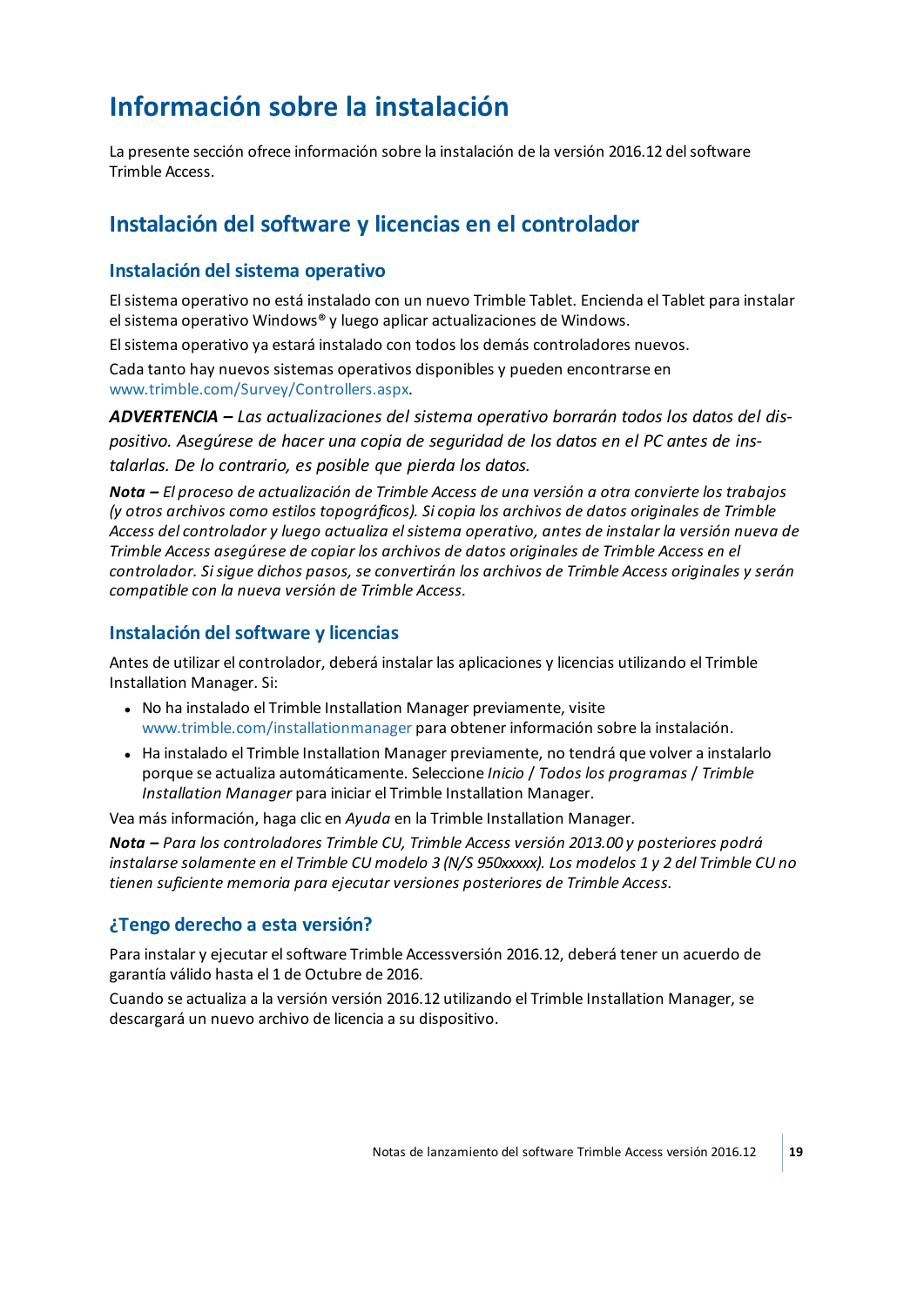# Información sobre la instalación

La presente sección ofrece información sobre la instalación de la versión 2016.12 del software Trimble Access.

## Instalación del software y licencias en el controlador

### Instalación del sistema operativo

El sistema operativo no está instalado con un nuevo Trimble Tablet. Encienda el Tablet para instalar el sistema operativo Windows® y luego aplicar actualizaciones de Windows.

El sistema operativo ya estará instalado con todos los demás controladores nuevos.

Cada tanto hay nuevos sistemas operativos disponibles y pueden encontrarse en www.trimble.com/Survey/Controllers.aspx.

***ADVERTENCIA –*** *Las actualizaciones del sistema operativo borrarán todos los datos del dispositivo. Asegúrese de hacer una copia de seguridad de los datos en el PC antes de instalarlas. De lo contrario, es posible que pierda los datos.*

***Nota –*** *El proceso de actualización de Trimble Access de una versión a otra convierte los trabajos (y otros archivos como estilos topográficos). Si copia los archivos de datos originales de Trimble Access del controlador y luego actualiza el sistema operativo, antes de instalar la versión nueva de Trimble Access asegúrese de copiar los archivos de datos originales de Trimble Access en el controlador. Si sigue dichos pasos, se convertirán los archivos de Trimble Access originales y serán compatible con la nueva versión de Trimble Access.*

### Instalación del software y licencias

Antes de utilizar el controlador, deberá instalar las aplicaciones y licencias utilizando el Trimble Installation Manager. Si:

- No ha instalado el Trimble Installation Manager previamente, visite www.trimble.com/installationmanager para obtener información sobre la instalación.
- Ha instalado el Trimble Installation Manager previamente, no tendrá que volver a instalarlo porque se actualiza automáticamente. Seleccione *Inicio* / *Todos los programas* / *Trimble Installation Manager* para iniciar el Trimble Installation Manager.

Vea más información, haga clic en *Ayuda* en la Trimble Installation Manager.

***Nota –*** *Para los controladores Trimble CU, Trimble Access versión 2013.00 y posteriores podrá instalarse solamente en el Trimble CU modelo 3 (N/S 950xxxxx). Los modelos 1 y 2 del Trimble CU no tienen suficiente memoria para ejecutar versiones posteriores de Trimble Access.*

### ¿Tengo derecho a esta versión?

Para instalar y ejecutar el software Trimble Accessversión 2016.12, deberá tener un acuerdo de garantía válido hasta el 1 de Octubre de 2016.

Cuando se actualiza a la versión versión 2016.12 utilizando el Trimble Installation Manager, se descargará un nuevo archivo de licencia a su dispositivo.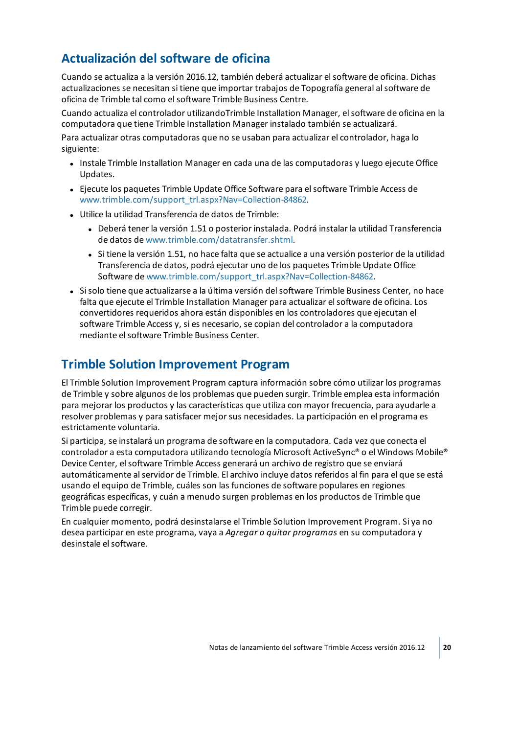## Actualización del software de oficina

Cuando se actualiza a la versión 2016.12, también deberá actualizar el software de oficina. Dichas actualizaciones se necesitan si tiene que importar trabajos de Topografía general al software de oficina de Trimble tal como el software Trimble Business Centre.

Cuando actualiza el controlador utilizandoTrimble Installation Manager, el software de oficina en la computadora que tiene Trimble Installation Manager instalado también se actualizará.

Para actualizar otras computadoras que no se usaban para actualizar el controlador, haga lo siguiente:

- Instale Trimble Installation Manager en cada una de las computadoras y luego ejecute Office Updates.
- Ejecute los paquetes Trimble Update Office Software para el software Trimble Access de www.trimble.com/support_trl.aspx?Nav=Collection-84862.
- Utilice la utilidad Transferencia de datos de Trimble:
  - Deberá tener la versión 1.51 o posterior instalada. Podrá instalar la utilidad Transferencia de datos de www.trimble.com/datatransfer.shtml.
  - Si tiene la versión 1.51, no hace falta que se actualice a una versión posterior de la utilidad Transferencia de datos, podrá ejecutar uno de los paquetes Trimble Update Office Software de www.trimble.com/support_trl.aspx?Nav=Collection-84862.
- Si solo tiene que actualizarse a la última versión del software Trimble Business Center, no hace falta que ejecute el Trimble Installation Manager para actualizar el software de oficina. Los convertidores requeridos ahora están disponibles en los controladores que ejecutan el software Trimble Access y, si es necesario, se copian del controlador a la computadora mediante el software Trimble Business Center.

## Trimble Solution Improvement Program

El Trimble Solution Improvement Program captura información sobre cómo utilizar los programas de Trimble y sobre algunos de los problemas que pueden surgir. Trimble emplea esta información para mejorar los productos y las características que utiliza con mayor frecuencia, para ayudarle a resolver problemas y para satisfacer mejor sus necesidades. La participación en el programa es estrictamente voluntaria.

Si participa, se instalará un programa de software en la computadora. Cada vez que conecta el controlador a esta computadora utilizando tecnología Microsoft ActiveSync® o el Windows Mobile® Device Center, el software Trimble Access generará un archivo de registro que se enviará automáticamente al servidor de Trimble. El archivo incluye datos referidos al fin para el que se está usando el equipo de Trimble, cuáles son las funciones de software populares en regiones geográficas específicas, y cuán a menudo surgen problemas en los productos de Trimble que Trimble puede corregir.

En cualquier momento, podrá desinstalarse el Trimble Solution Improvement Program. Si ya no desea participar en este programa, vaya a *Agregar o quitar programas* en su computadora y desinstale el software.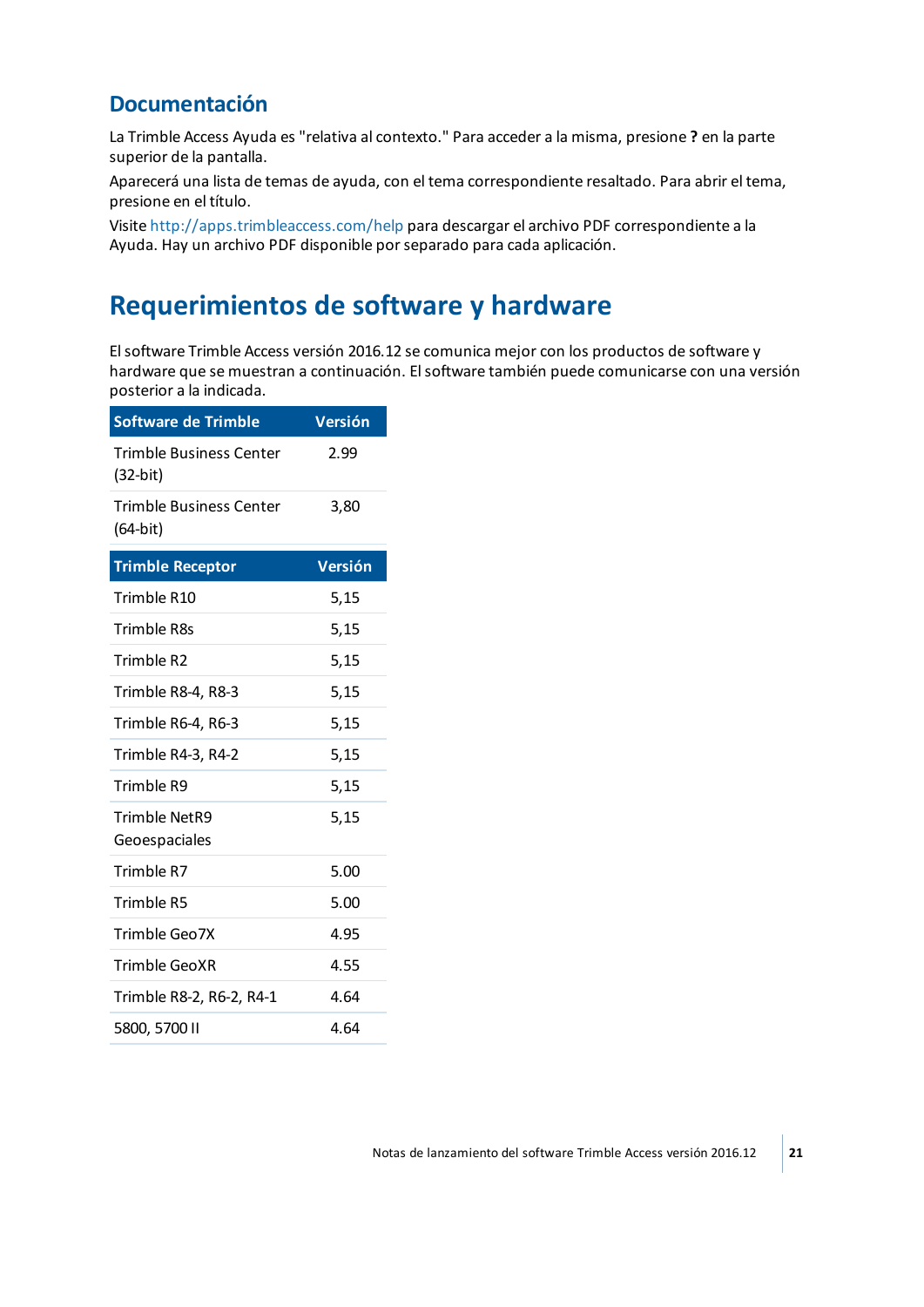## Documentación

La Trimble Access Ayuda es "relativa al contexto." Para acceder a la misma, presione **?** en la parte superior de la pantalla.

Aparecerá una lista de temas de ayuda, con el tema correspondiente resaltado. Para abrir el tema, presione en el título.

Visite http://apps.trimbleaccess.com/help para descargar el archivo PDF correspondiente a la Ayuda. Hay un archivo PDF disponible por separado para cada aplicación.

# Requerimientos de software y hardware

El software Trimble Access versión 2016.12 se comunica mejor con los productos de software y hardware que se muestran a continuación. El software también puede comunicarse con una versión posterior a la indicada.

| Software de Trimble | Versión |
| --- | --- |
| Trimble Business Center (32-bit) | 2.99 |
| Trimble Business Center (64-bit) | 3,80 |

| Trimble Receptor | Versión |
| --- | --- |
| Trimble R10 | 5,15 |
| Trimble R8s | 5,15 |
| Trimble R2 | 5,15 |
| Trimble R8-4, R8-3 | 5,15 |
| Trimble R6-4, R6-3 | 5,15 |
| Trimble R4-3, R4-2 | 5,15 |
| Trimble R9 | 5,15 |
| Trimble NetR9 Geoespaciales | 5,15 |
| Trimble R7 | 5.00 |
| Trimble R5 | 5.00 |
| Trimble Geo7X | 4.95 |
| Trimble GeoXR | 4.55 |
| Trimble R8-2, R6-2, R4-1 | 4.64 |
| 5800, 5700 II | 4.64 |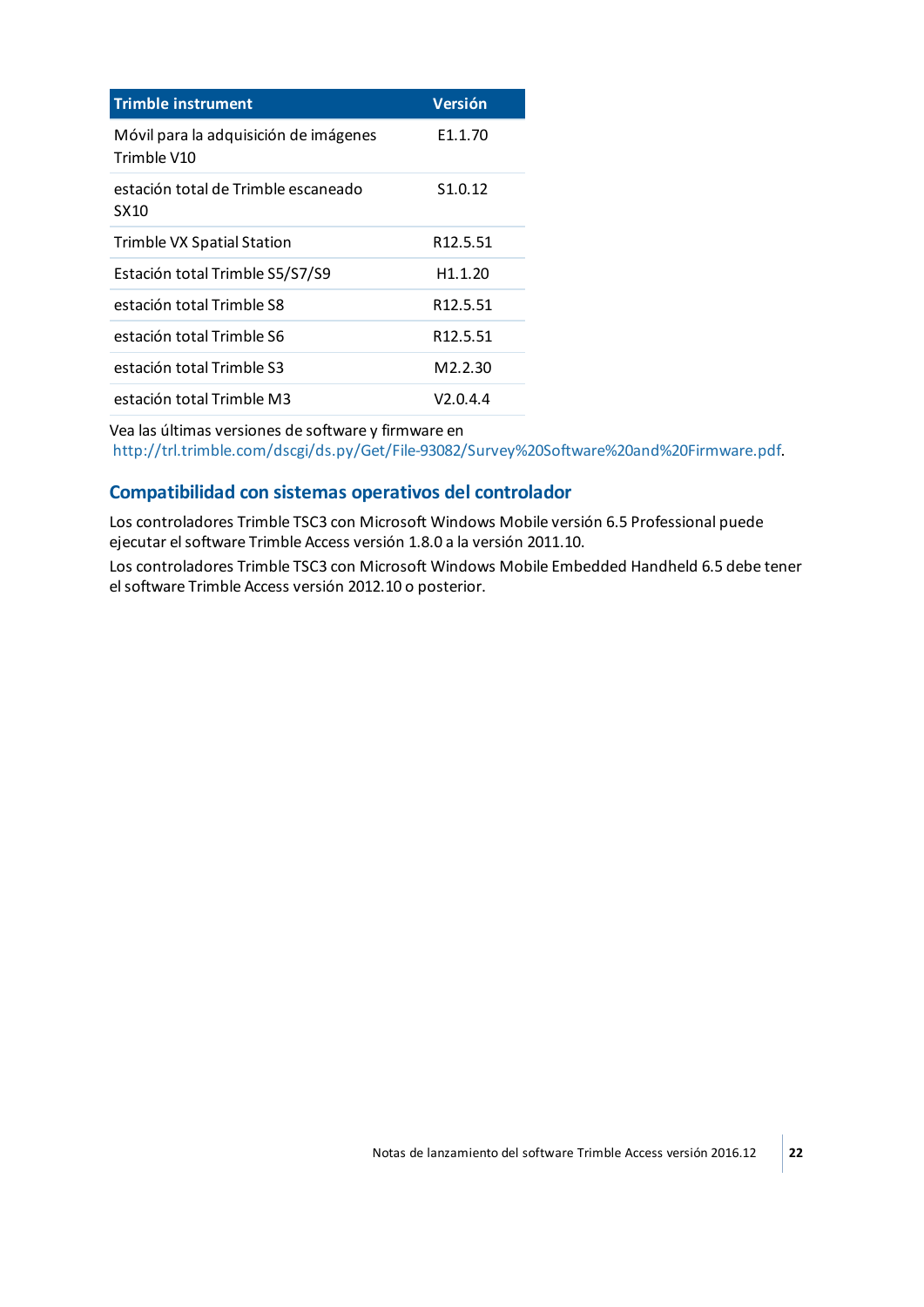| Trimble instrument | Versión |
| --- | --- |
| Móvil para la adquisición de imágenes Trimble V10 | E1.1.70 |
| estación total de Trimble escaneado SX10 | S1.0.12 |
| Trimble VX Spatial Station | R12.5.51 |
| Estación total Trimble S5/S7/S9 | H1.1.20 |
| estación total Trimble S8 | R12.5.51 |
| estación total Trimble S6 | R12.5.51 |
| estación total Trimble S3 | M2.2.30 |
| estación total Trimble M3 | V2.0.4.4 |

Vea las últimas versiones de software y firmware en http://trl.trimble.com/dscgi/ds.py/Get/File-93082/Survey%20Software%20and%20Firmware.pdf.

## Compatibilidad con sistemas operativos del controlador

Los controladores Trimble TSC3 con Microsoft Windows Mobile versión 6.5 Professional puede ejecutar el software Trimble Access versión 1.8.0 a la versión 2011.10.

Los controladores Trimble TSC3 con Microsoft Windows Mobile Embedded Handheld 6.5 debe tener el software Trimble Access versión 2012.10 o posterior.